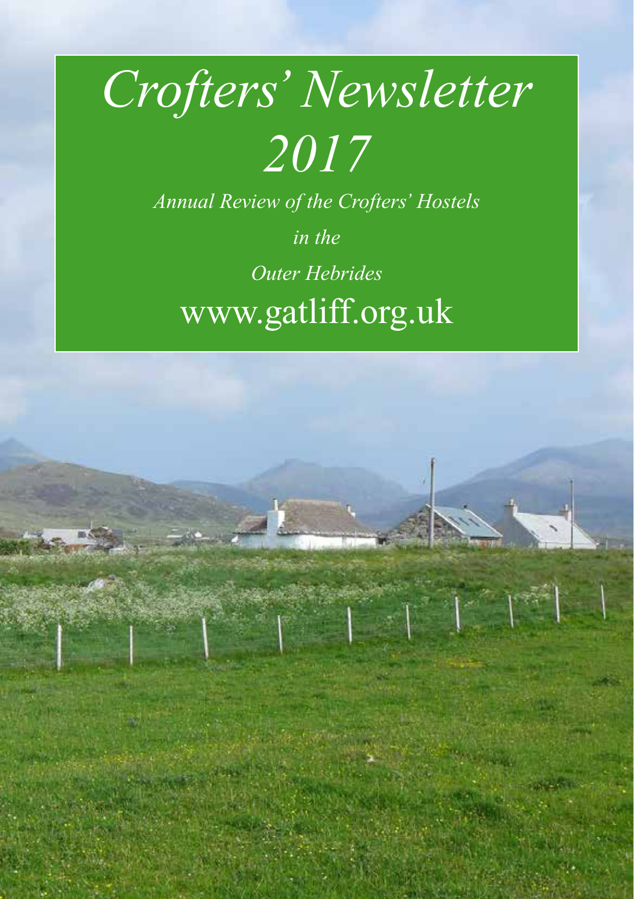# *Crofters' Newsletter 2017*

*Annual Review of the Crofters' Hostels*

*in the*

*Outer Hebrides*

www.gatliff.org.uk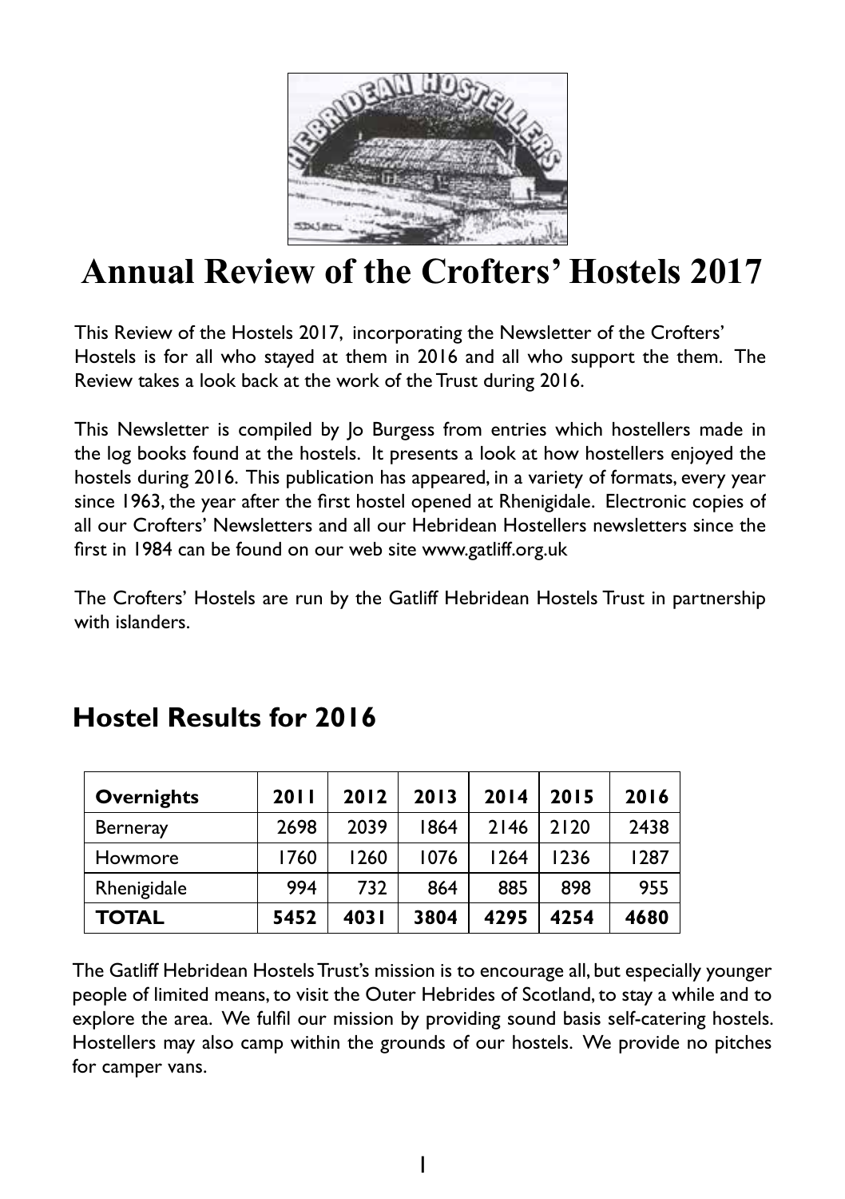# Annual Review of the Crofters' Hostels 2017

This Review of the Hostels 2017, incorporating the Newsletter of the Crofters' Hostels is for all who stayed at them in 2016 and all who support the them. The Review takes a look back at the work of the Trust during 2016.

This Newsletter is compiled by Jo Burgess from entries which hostellers made in the log books found at the hostels. It presents a look at how hostellers enjoyed the hostels during 2016. This publication has appeared, in a variety of formats, every year since 1963, the year after the first hostel opened at Rhenigidale. Electronic copies of all our Crofters' Newsletters and all our Hebridean Hostellers newsletters since the first in 1984 can be found on our web site www.gatliff.org.uk

The Crofters' Hostels are run by the Gatliff Hebridean Hostels Trust in partnership with islanders.

## Hostel Results for 2016

| **Overnights** | **2011** | **2012** | **2013** | **2014** | **2015** | **2016** |
|---|---|---|---|---|---|---|
| Berneray | 2698 | 2039 | 1864 | 2146 | 2120 | 2438 |
| Howmore | 1760 | 1260 | 1076 | 1264 | 1236 | 1287 |
| Rhenigidale | 994 | 732 | 864 | 885 | 898 | 955 |
| **TOTAL** | **5452** | **4031** | **3804** | **4295** | **4254** | **4680** |

The Gatliff Hebridean Hostels Trust's mission is to encourage all, but especially younger people of limited means, to visit the Outer Hebrides of Scotland, to stay a while and to explore the area. We fulfil our mission by providing sound basis self-catering hostels. Hostellers may also camp within the grounds of our hostels. We provide no pitches for camper vans.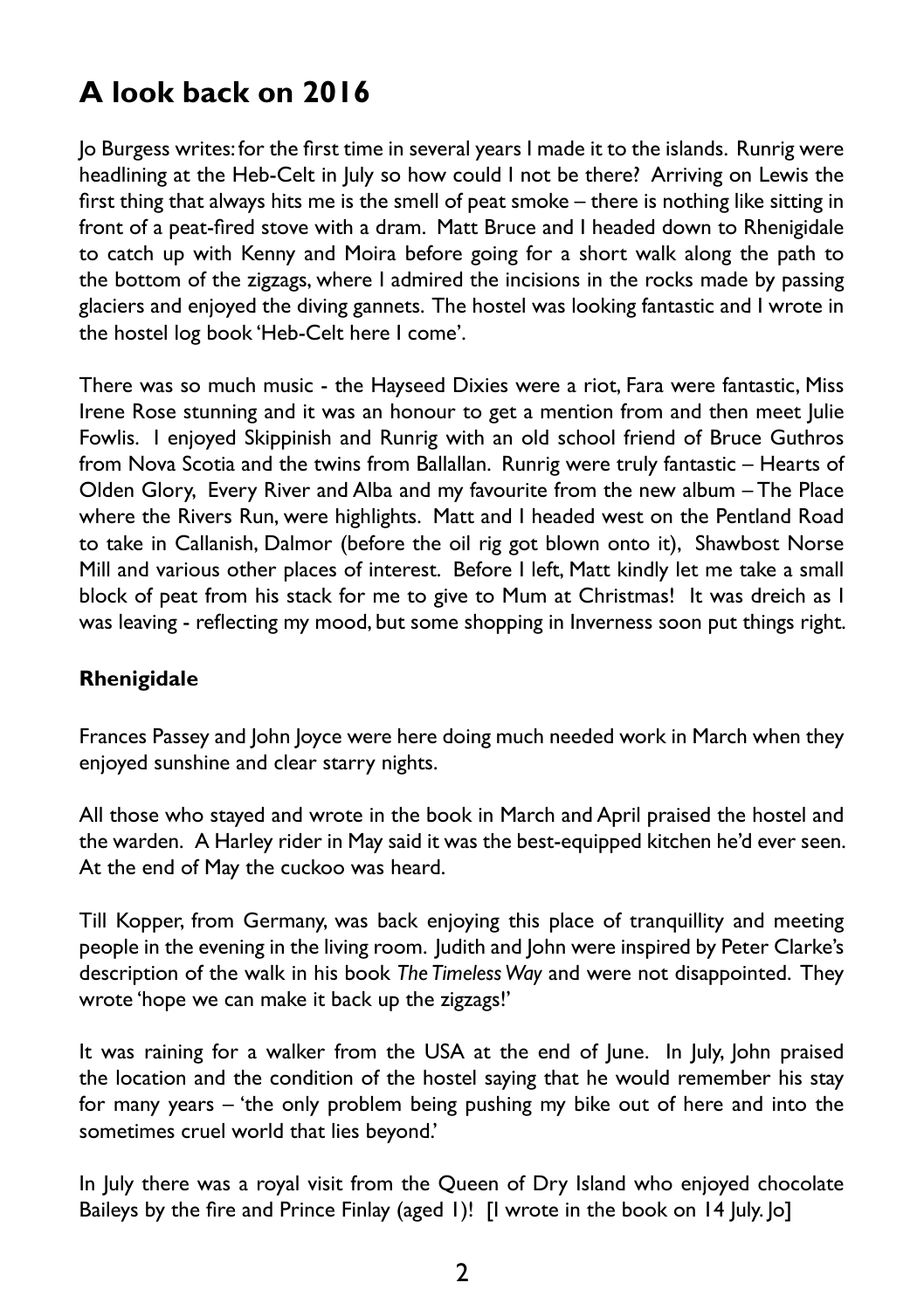# A look back on 2016

Jo Burgess writes: for the first time in several years I made it to the islands. Runrig were headlining at the Heb-Celt in July so how could I not be there? Arriving on Lewis the first thing that always hits me is the smell of peat smoke – there is nothing like sitting in front of a peat-fired stove with a dram. Matt Bruce and I headed down to Rhenigidale to catch up with Kenny and Moira before going for a short walk along the path to the bottom of the zigzags, where I admired the incisions in the rocks made by passing glaciers and enjoyed the diving gannets. The hostel was looking fantastic and I wrote in the hostel log book 'Heb-Celt here I come'.

There was so much music - the Hayseed Dixies were a riot, Fara were fantastic, Miss Irene Rose stunning and it was an honour to get a mention from and then meet Julie Fowlis. I enjoyed Skippinish and Runrig with an old school friend of Bruce Guthros from Nova Scotia and the twins from Ballallan. Runrig were truly fantastic – Hearts of Olden Glory, Every River and Alba and my favourite from the new album – The Place where the Rivers Run, were highlights. Matt and I headed west on the Pentland Road to take in Callanish, Dalmor (before the oil rig got blown onto it), Shawbost Norse Mill and various other places of interest. Before I left, Matt kindly let me take a small block of peat from his stack for me to give to Mum at Christmas! It was dreich as I was leaving - reflecting my mood, but some shopping in Inverness soon put things right.

### Rhenigidale

Frances Passey and John Joyce were here doing much needed work in March when they enjoyed sunshine and clear starry nights.

All those who stayed and wrote in the book in March and April praised the hostel and the warden. A Harley rider in May said it was the best-equipped kitchen he'd ever seen. At the end of May the cuckoo was heard.

Till Kopper, from Germany, was back enjoying this place of tranquillity and meeting people in the evening in the living room. Judith and John were inspired by Peter Clarke's description of the walk in his book *The Timeless Way* and were not disappointed. They wrote 'hope we can make it back up the zigzags!'

It was raining for a walker from the USA at the end of June. In July, John praised the location and the condition of the hostel saying that he would remember his stay for many years – 'the only problem being pushing my bike out of here and into the sometimes cruel world that lies beyond.'

In July there was a royal visit from the Queen of Dry Island who enjoyed chocolate Baileys by the fire and Prince Finlay (aged 1)! [I wrote in the book on 14 July. Jo]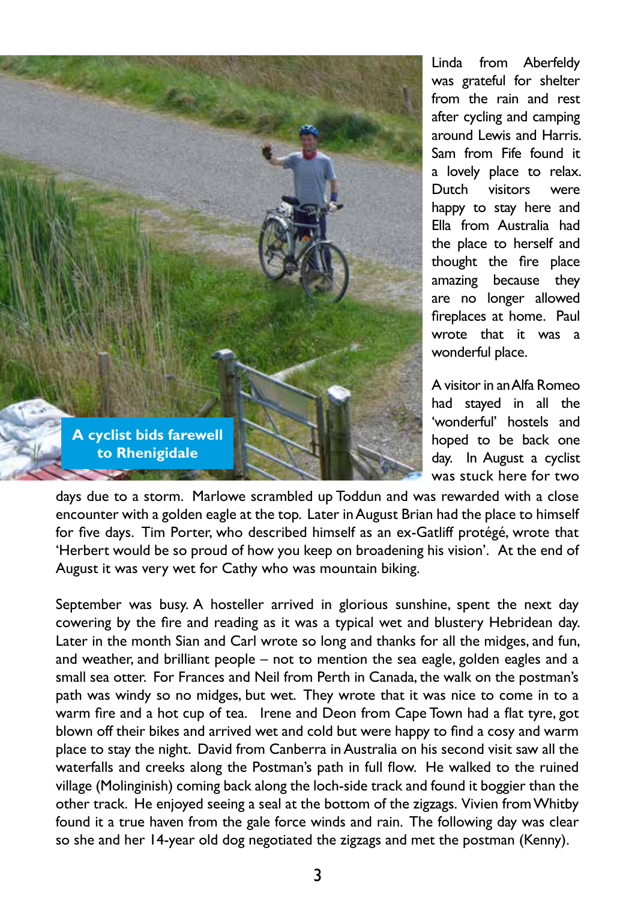A cyclist bids farewell to Rhenigidale

Linda from Aberfeldy was grateful for shelter from the rain and rest after cycling and camping around Lewis and Harris. Sam from Fife found it a lovely place to relax. Dutch visitors were happy to stay here and Ella from Australia had the place to herself and thought the fire place amazing because they are no longer allowed fireplaces at home. Paul wrote that it was a wonderful place.

A visitor in an Alfa Romeo had stayed in all the 'wonderful' hostels and hoped to be back one day. In August a cyclist was stuck here for two days due to a storm. Marlowe scrambled up Toddun and was rewarded with a close encounter with a golden eagle at the top. Later in August Brian had the place to himself for five days. Tim Porter, who described himself as an ex-Gatliff protégé, wrote that 'Herbert would be so proud of how you keep on broadening his vision'. At the end of August it was very wet for Cathy who was mountain biking.

September was busy. A hosteller arrived in glorious sunshine, spent the next day cowering by the fire and reading as it was a typical wet and blustery Hebridean day. Later in the month Sian and Carl wrote so long and thanks for all the midges, and fun, and weather, and brilliant people – not to mention the sea eagle, golden eagles and a small sea otter. For Frances and Neil from Perth in Canada, the walk on the postman's path was windy so no midges, but wet. They wrote that it was nice to come in to a warm fire and a hot cup of tea. Irene and Deon from Cape Town had a flat tyre, got blown off their bikes and arrived wet and cold but were happy to find a cosy and warm place to stay the night. David from Canberra in Australia on his second visit saw all the waterfalls and creeks along the Postman's path in full flow. He walked to the ruined village (Molinginish) coming back along the loch-side track and found it boggier than the other track. He enjoyed seeing a seal at the bottom of the zigzags. Vivien from Whitby found it a true haven from the gale force winds and rain. The following day was clear so she and her 14-year old dog negotiated the zigzags and met the postman (Kenny).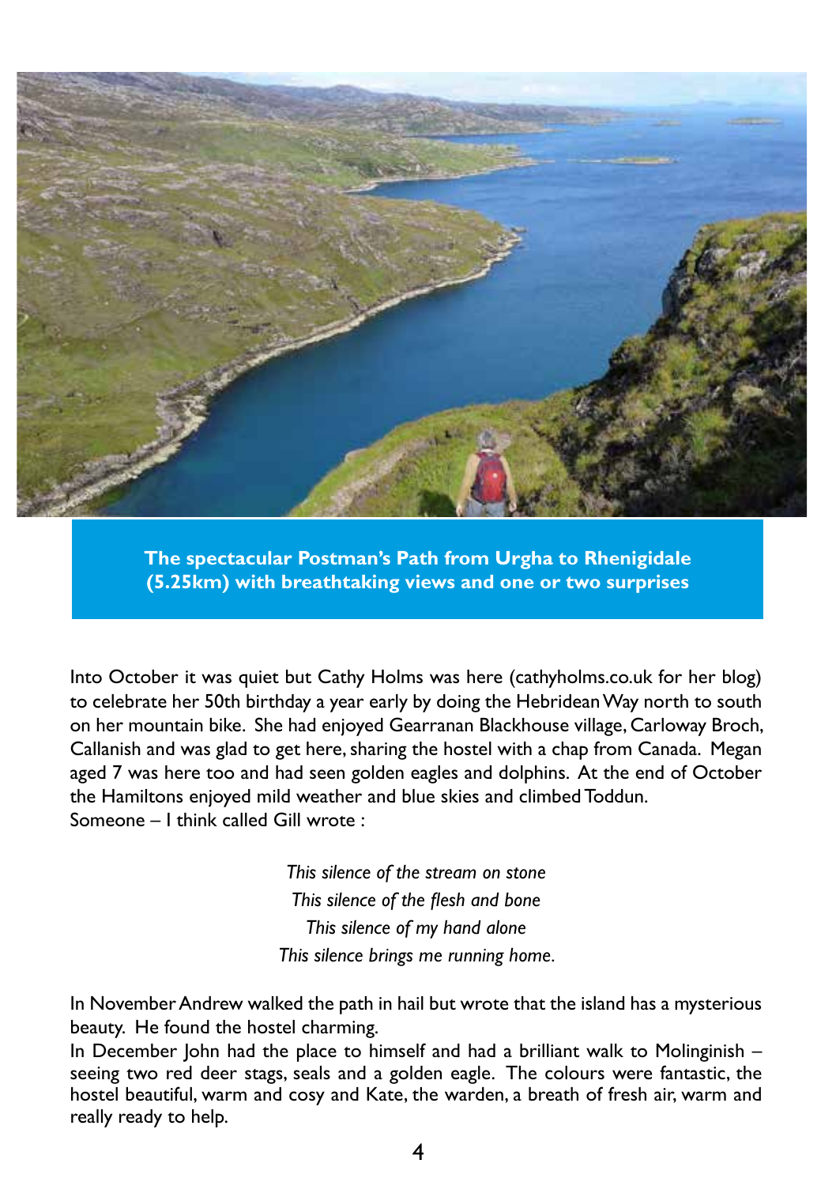**The spectacular Postman's Path from Urgha to Rhenigidale (5.25km) with breathtaking views and one or two surprises**

Into October it was quiet but Cathy Holms was here (cathyholms.co.uk for her blog) to celebrate her 50th birthday a year early by doing the Hebridean Way north to south on her mountain bike. She had enjoyed Gearranan Blackhouse village, Carloway Broch, Callanish and was glad to get here, sharing the hostel with a chap from Canada. Megan aged 7 was here too and had seen golden eagles and dolphins. At the end of October the Hamiltons enjoyed mild weather and blue skies and climbed Toddun.
Someone – I think called Gill wrote :

*This silence of the stream on stone*
*This silence of the flesh and bone*
*This silence of my hand alone*
*This silence brings me running home.*

In November Andrew walked the path in hail but wrote that the island has a mysterious beauty. He found the hostel charming.
In December John had the place to himself and had a brilliant walk to Molinginish – seeing two red deer stags, seals and a golden eagle. The colours were fantastic, the hostel beautiful, warm and cosy and Kate, the warden, a breath of fresh air, warm and really ready to help.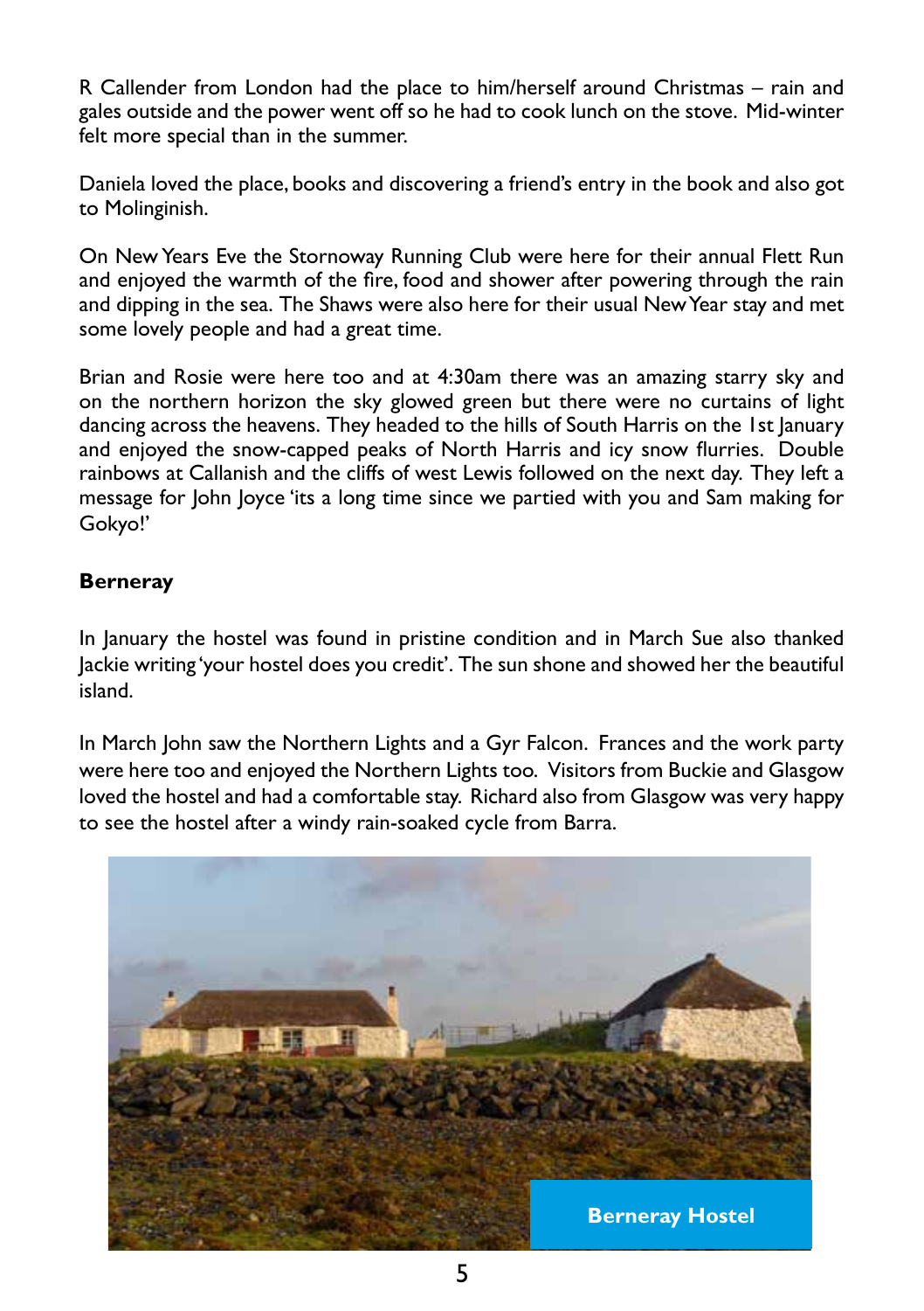R Callender from London had the place to him/herself around Christmas – rain and gales outside and the power went off so he had to cook lunch on the stove. Mid-winter felt more special than in the summer.

Daniela loved the place, books and discovering a friend's entry in the book and also got to Molinginish.

On New Years Eve the Stornoway Running Club were here for their annual Flett Run and enjoyed the warmth of the fire, food and shower after powering through the rain and dipping in the sea. The Shaws were also here for their usual New Year stay and met some lovely people and had a great time.

Brian and Rosie were here too and at 4:30am there was an amazing starry sky and on the northern horizon the sky glowed green but there were no curtains of light dancing across the heavens. They headed to the hills of South Harris on the 1st January and enjoyed the snow-capped peaks of North Harris and icy snow flurries. Double rainbows at Callanish and the cliffs of west Lewis followed on the next day. They left a message for John Joyce 'its a long time since we partied with you and Sam making for Gokyo!'

**Berneray**

In January the hostel was found in pristine condition and in March Sue also thanked Jackie writing 'your hostel does you credit'. The sun shone and showed her the beautiful island.

In March John saw the Northern Lights and a Gyr Falcon. Frances and the work party were here too and enjoyed the Northern Lights too. Visitors from Buckie and Glasgow loved the hostel and had a comfortable stay. Richard also from Glasgow was very happy to see the hostel after a windy rain-soaked cycle from Barra.

Berneray Hostel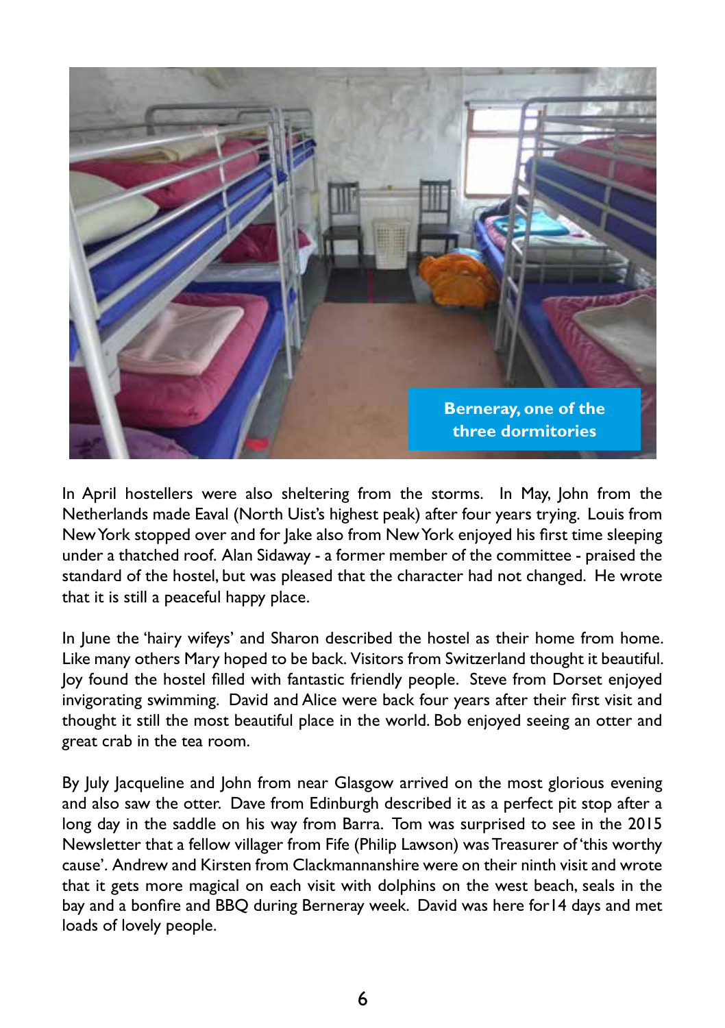Berneray, one of the three dormitories

In April hostellers were also sheltering from the storms. In May, John from the Netherlands made Eaval (North Uist's highest peak) after four years trying. Louis from New York stopped over and for Jake also from New York enjoyed his first time sleeping under a thatched roof. Alan Sidaway - a former member of the committee - praised the standard of the hostel, but was pleased that the character had not changed. He wrote that it is still a peaceful happy place.

In June the 'hairy wifeys' and Sharon described the hostel as their home from home. Like many others Mary hoped to be back. Visitors from Switzerland thought it beautiful. Joy found the hostel filled with fantastic friendly people. Steve from Dorset enjoyed invigorating swimming. David and Alice were back four years after their first visit and thought it still the most beautiful place in the world. Bob enjoyed seeing an otter and great crab in the tea room.

By July Jacqueline and John from near Glasgow arrived on the most glorious evening and also saw the otter. Dave from Edinburgh described it as a perfect pit stop after a long day in the saddle on his way from Barra. Tom was surprised to see in the 2015 Newsletter that a fellow villager from Fife (Philip Lawson) was Treasurer of 'this worthy cause'. Andrew and Kirsten from Clackmannanshire were on their ninth visit and wrote that it gets more magical on each visit with dolphins on the west beach, seals in the bay and a bonfire and BBQ during Berneray week. David was here for14 days and met loads of lovely people.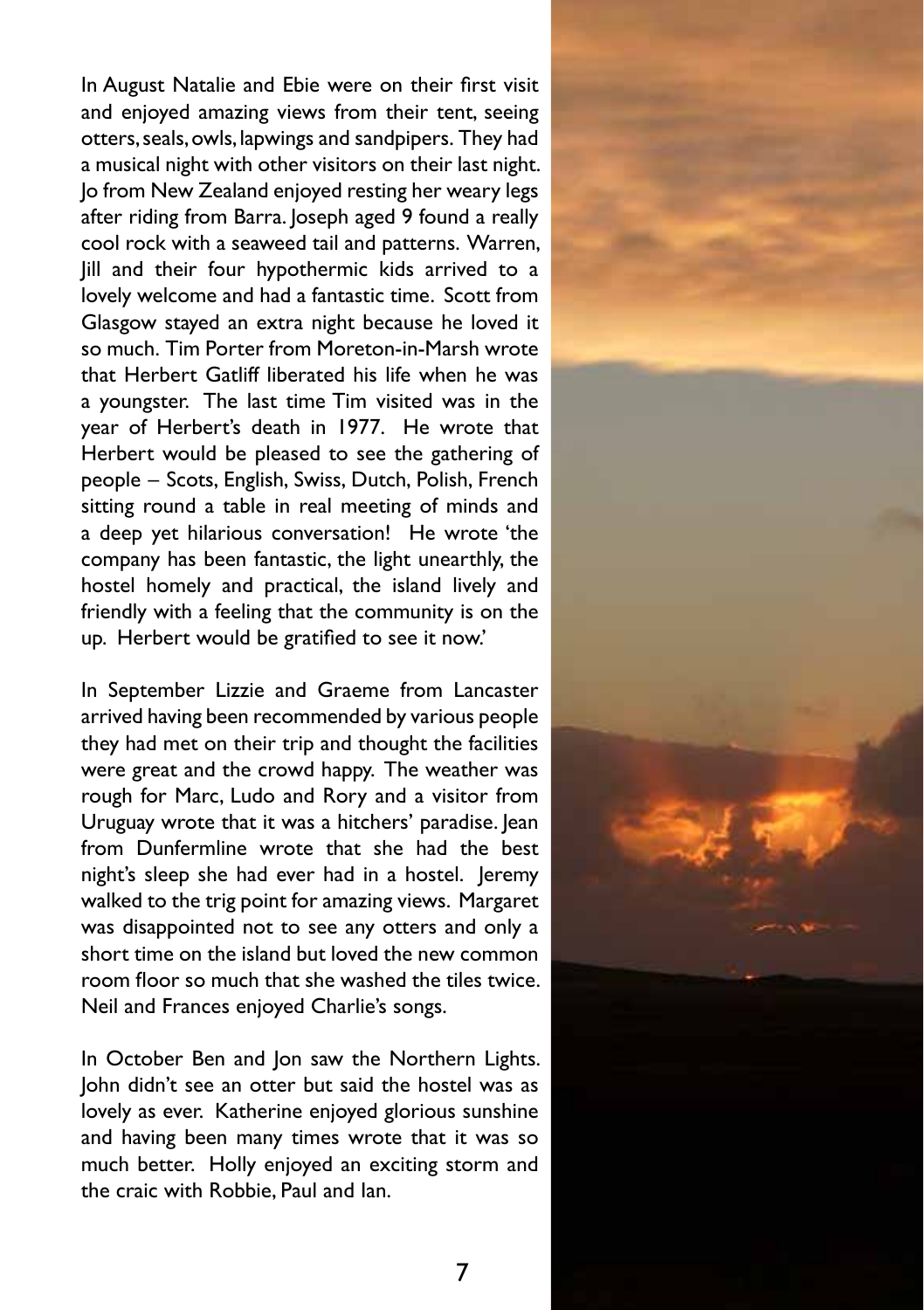In August Natalie and Ebie were on their first visit and enjoyed amazing views from their tent, seeing otters, seals, owls, lapwings and sandpipers. They had a musical night with other visitors on their last night. Jo from New Zealand enjoyed resting her weary legs after riding from Barra. Joseph aged 9 found a really cool rock with a seaweed tail and patterns. Warren, Jill and their four hypothermic kids arrived to a lovely welcome and had a fantastic time. Scott from Glasgow stayed an extra night because he loved it so much. Tim Porter from Moreton-in-Marsh wrote that Herbert Gatliff liberated his life when he was a youngster. The last time Tim visited was in the year of Herbert's death in 1977. He wrote that Herbert would be pleased to see the gathering of people – Scots, English, Swiss, Dutch, Polish, French sitting round a table in real meeting of minds and a deep yet hilarious conversation! He wrote 'the company has been fantastic, the light unearthly, the hostel homely and practical, the island lively and friendly with a feeling that the community is on the up. Herbert would be gratified to see it now.'

In September Lizzie and Graeme from Lancaster arrived having been recommended by various people they had met on their trip and thought the facilities were great and the crowd happy. The weather was rough for Marc, Ludo and Rory and a visitor from Uruguay wrote that it was a hitchers' paradise. Jean from Dunfermline wrote that she had the best night's sleep she had ever had in a hostel. Jeremy walked to the trig point for amazing views. Margaret was disappointed not to see any otters and only a short time on the island but loved the new common room floor so much that she washed the tiles twice. Neil and Frances enjoyed Charlie's songs.

In October Ben and Jon saw the Northern Lights. John didn't see an otter but said the hostel was as lovely as ever. Katherine enjoyed glorious sunshine and having been many times wrote that it was so much better. Holly enjoyed an exciting storm and the craic with Robbie, Paul and Ian.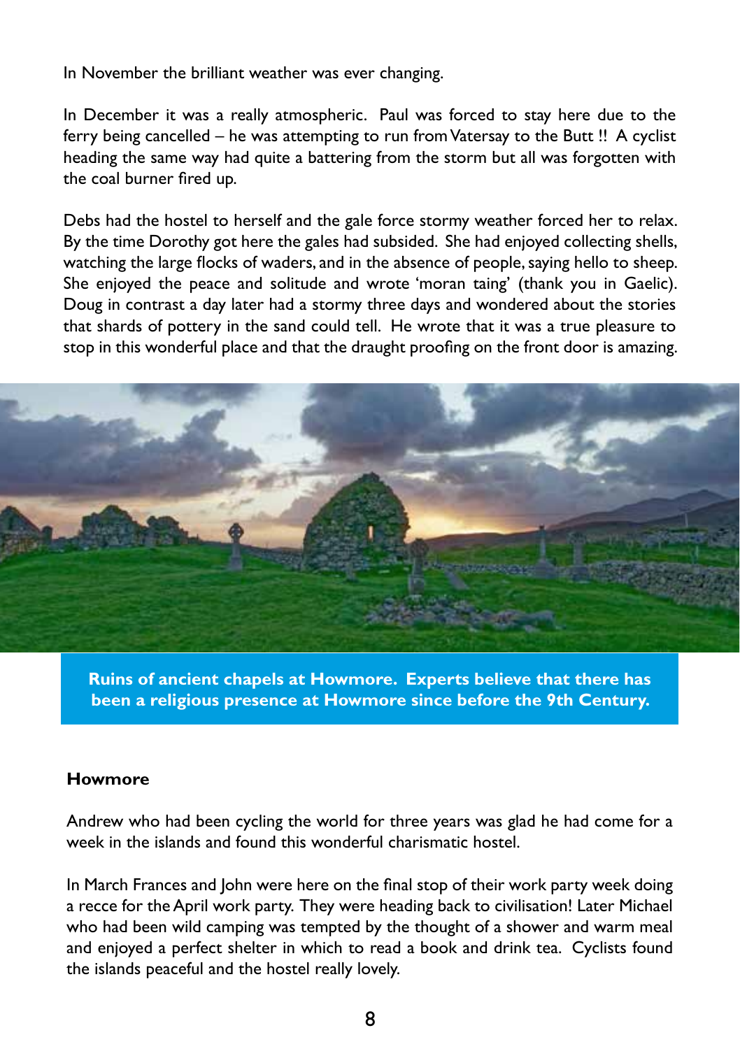In November the brilliant weather was ever changing.

In December it was a really atmospheric. Paul was forced to stay here due to the ferry being cancelled – he was attempting to run from Vatersay to the Butt !! A cyclist heading the same way had quite a battering from the storm but all was forgotten with the coal burner fired up.

Debs had the hostel to herself and the gale force stormy weather forced her to relax. By the time Dorothy got here the gales had subsided. She had enjoyed collecting shells, watching the large flocks of waders, and in the absence of people, saying hello to sheep. She enjoyed the peace and solitude and wrote 'moran taing' (thank you in Gaelic). Doug in contrast a day later had a stormy three days and wondered about the stories that shards of pottery in the sand could tell. He wrote that it was a true pleasure to stop in this wonderful place and that the draught proofing on the front door is amazing.

**Ruins of ancient chapels at Howmore. Experts believe that there has been a religious presence at Howmore since before the 9th Century.**

**Howmore**

Andrew who had been cycling the world for three years was glad he had come for a week in the islands and found this wonderful charismatic hostel.

In March Frances and John were here on the final stop of their work party week doing a recce for the April work party. They were heading back to civilisation! Later Michael who had been wild camping was tempted by the thought of a shower and warm meal and enjoyed a perfect shelter in which to read a book and drink tea. Cyclists found the islands peaceful and the hostel really lovely.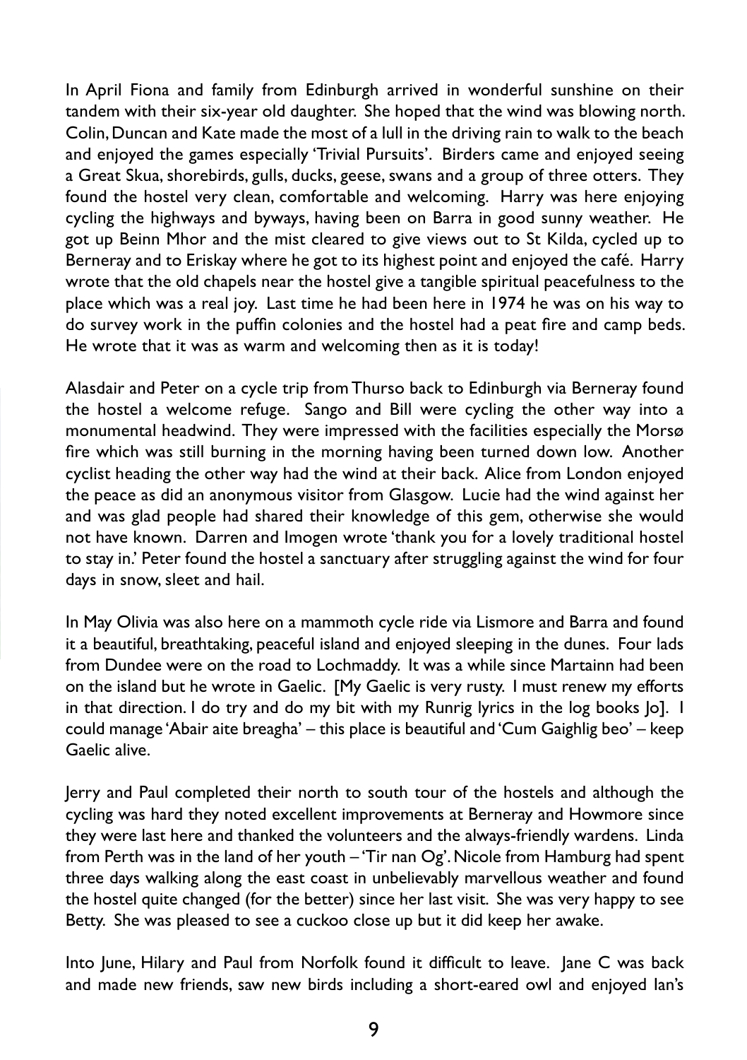In April Fiona and family from Edinburgh arrived in wonderful sunshine on their tandem with their six-year old daughter. She hoped that the wind was blowing north. Colin, Duncan and Kate made the most of a lull in the driving rain to walk to the beach and enjoyed the games especially 'Trivial Pursuits'. Birders came and enjoyed seeing a Great Skua, shorebirds, gulls, ducks, geese, swans and a group of three otters. They found the hostel very clean, comfortable and welcoming. Harry was here enjoying cycling the highways and byways, having been on Barra in good sunny weather. He got up Beinn Mhor and the mist cleared to give views out to St Kilda, cycled up to Berneray and to Eriskay where he got to its highest point and enjoyed the café. Harry wrote that the old chapels near the hostel give a tangible spiritual peacefulness to the place which was a real joy. Last time he had been here in 1974 he was on his way to do survey work in the puffin colonies and the hostel had a peat fire and camp beds. He wrote that it was as warm and welcoming then as it is today!

Alasdair and Peter on a cycle trip from Thurso back to Edinburgh via Berneray found the hostel a welcome refuge. Sango and Bill were cycling the other way into a monumental headwind. They were impressed with the facilities especially the Morsø fire which was still burning in the morning having been turned down low. Another cyclist heading the other way had the wind at their back. Alice from London enjoyed the peace as did an anonymous visitor from Glasgow. Lucie had the wind against her and was glad people had shared their knowledge of this gem, otherwise she would not have known. Darren and Imogen wrote 'thank you for a lovely traditional hostel to stay in.' Peter found the hostel a sanctuary after struggling against the wind for four days in snow, sleet and hail.

In May Olivia was also here on a mammoth cycle ride via Lismore and Barra and found it a beautiful, breathtaking, peaceful island and enjoyed sleeping in the dunes. Four lads from Dundee were on the road to Lochmaddy. It was a while since Martainn had been on the island but he wrote in Gaelic. [My Gaelic is very rusty. I must renew my efforts in that direction. I do try and do my bit with my Runrig lyrics in the log books Jo]. I could manage 'Abair aite breagha' – this place is beautiful and 'Cum Gaighlig beo' – keep Gaelic alive.

Jerry and Paul completed their north to south tour of the hostels and although the cycling was hard they noted excellent improvements at Berneray and Howmore since they were last here and thanked the volunteers and the always-friendly wardens. Linda from Perth was in the land of her youth – 'Tir nan Og'. Nicole from Hamburg had spent three days walking along the east coast in unbelievably marvellous weather and found the hostel quite changed (for the better) since her last visit. She was very happy to see Betty. She was pleased to see a cuckoo close up but it did keep her awake.

Into June, Hilary and Paul from Norfolk found it difficult to leave. Jane C was back and made new friends, saw new birds including a short-eared owl and enjoyed Ian's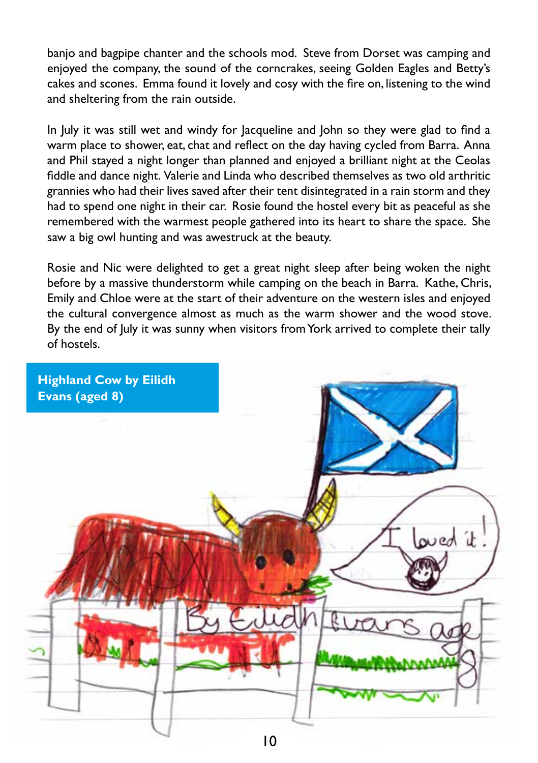banjo and bagpipe chanter and the schools mod. Steve from Dorset was camping and enjoyed the company, the sound of the corncrakes, seeing Golden Eagles and Betty's cakes and scones. Emma found it lovely and cosy with the fire on, listening to the wind and sheltering from the rain outside.

In July it was still wet and windy for Jacqueline and John so they were glad to find a warm place to shower, eat, chat and reflect on the day having cycled from Barra. Anna and Phil stayed a night longer than planned and enjoyed a brilliant night at the Ceolas fiddle and dance night. Valerie and Linda who described themselves as two old arthritic grannies who had their lives saved after their tent disintegrated in a rain storm and they had to spend one night in their car. Rosie found the hostel every bit as peaceful as she remembered with the warmest people gathered into its heart to share the space. She saw a big owl hunting and was awestruck at the beauty.

Rosie and Nic were delighted to get a great night sleep after being woken the night before by a massive thunderstorm while camping on the beach in Barra. Kathe, Chris, Emily and Chloe were at the start of their adventure on the western isles and enjoyed the cultural convergence almost as much as the warm shower and the wood stove. By the end of July it was sunny when visitors from York arrived to complete their tally of hostels.

**Highland Cow by Eilidh Evans (aged 8)**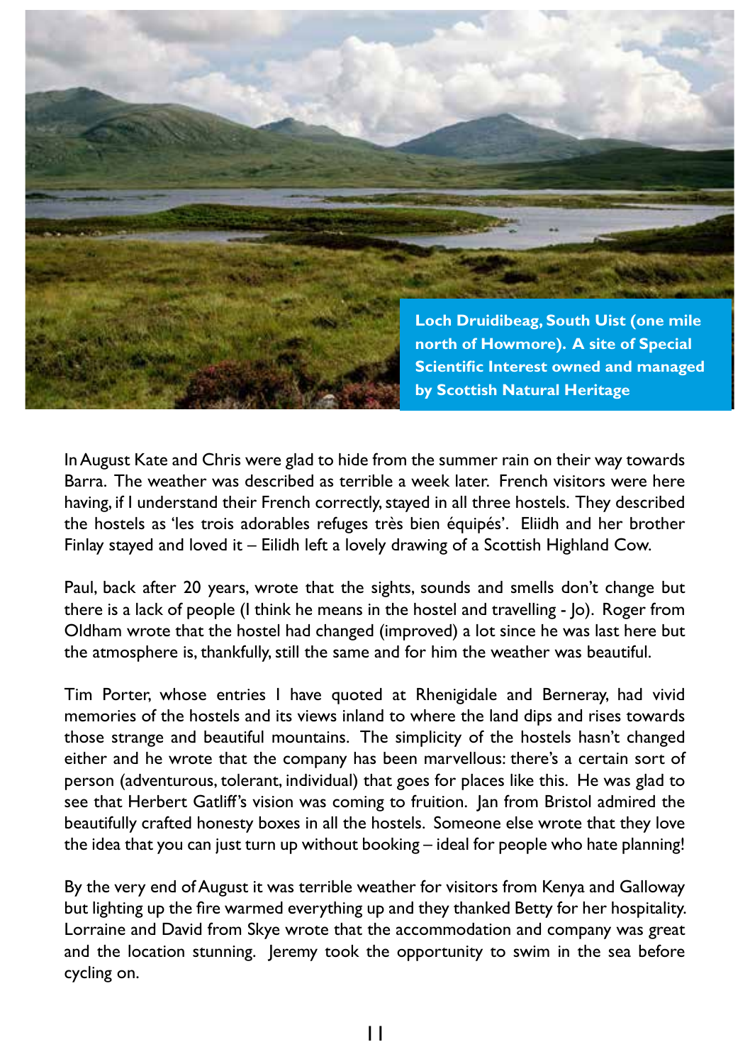**Loch Druidibeag, South Uist (one mile north of Howmore). A site of Special Scientific Interest owned and managed by Scottish Natural Heritage**

In August Kate and Chris were glad to hide from the summer rain on their way towards Barra. The weather was described as terrible a week later. French visitors were here having, if I understand their French correctly, stayed in all three hostels. They described the hostels as 'les trois adorables refuges très bien équipés'. Eliidh and her brother Finlay stayed and loved it – Eilidh left a lovely drawing of a Scottish Highland Cow.

Paul, back after 20 years, wrote that the sights, sounds and smells don't change but there is a lack of people (I think he means in the hostel and travelling - Jo). Roger from Oldham wrote that the hostel had changed (improved) a lot since he was last here but the atmosphere is, thankfully, still the same and for him the weather was beautiful.

Tim Porter, whose entries I have quoted at Rhenigidale and Berneray, had vivid memories of the hostels and its views inland to where the land dips and rises towards those strange and beautiful mountains. The simplicity of the hostels hasn't changed either and he wrote that the company has been marvellous: there's a certain sort of person (adventurous, tolerant, individual) that goes for places like this. He was glad to see that Herbert Gatliff's vision was coming to fruition. Jan from Bristol admired the beautifully crafted honesty boxes in all the hostels. Someone else wrote that they love the idea that you can just turn up without booking – ideal for people who hate planning!

By the very end of August it was terrible weather for visitors from Kenya and Galloway but lighting up the fire warmed everything up and they thanked Betty for her hospitality. Lorraine and David from Skye wrote that the accommodation and company was great and the location stunning. Jeremy took the opportunity to swim in the sea before cycling on.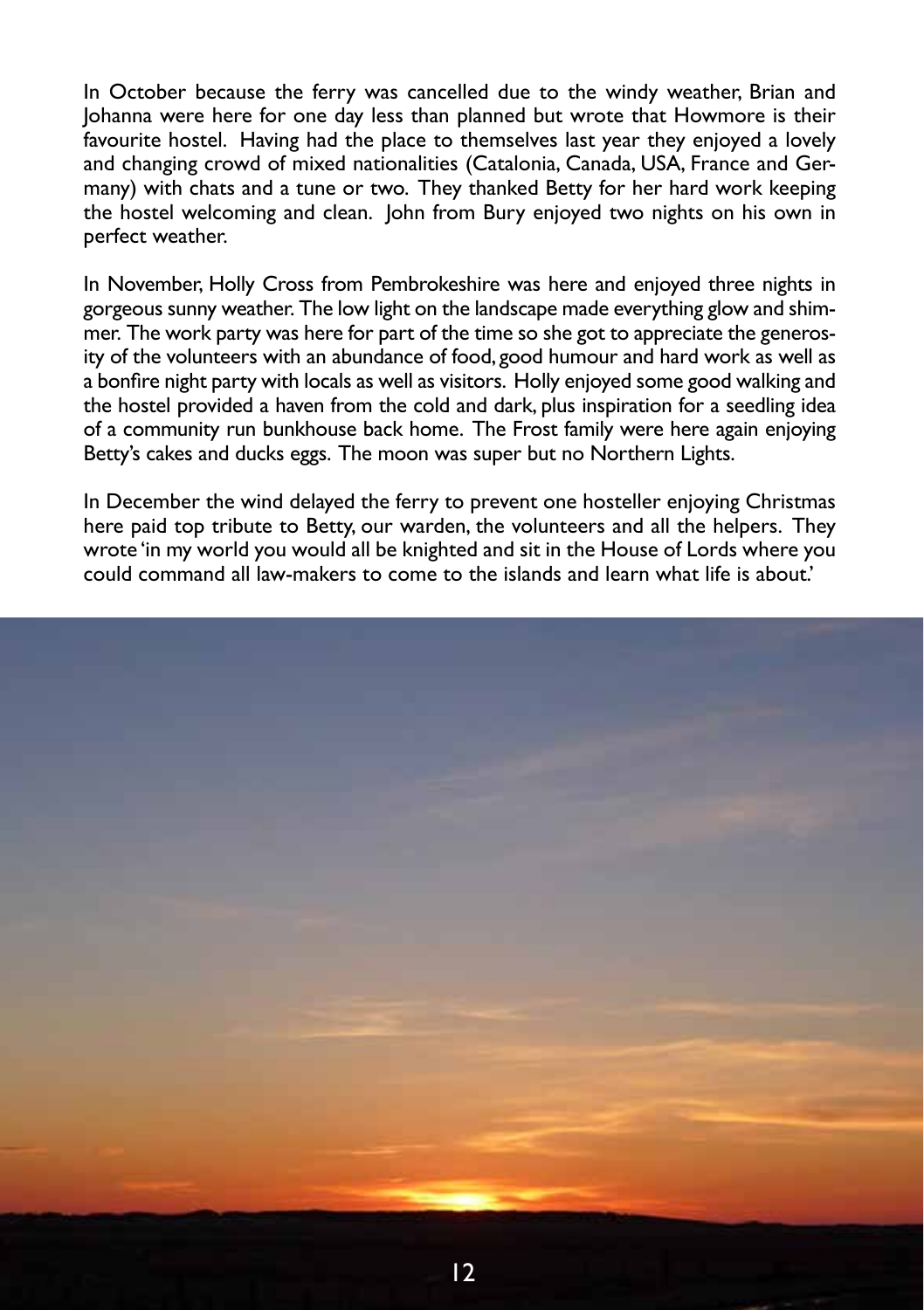In October because the ferry was cancelled due to the windy weather, Brian and Johanna were here for one day less than planned but wrote that Howmore is their favourite hostel. Having had the place to themselves last year they enjoyed a lovely and changing crowd of mixed nationalities (Catalonia, Canada, USA, France and Germany) with chats and a tune or two. They thanked Betty for her hard work keeping the hostel welcoming and clean. John from Bury enjoyed two nights on his own in perfect weather.

In November, Holly Cross from Pembrokeshire was here and enjoyed three nights in gorgeous sunny weather. The low light on the landscape made everything glow and shimmer. The work party was here for part of the time so she got to appreciate the generosity of the volunteers with an abundance of food, good humour and hard work as well as a bonfire night party with locals as well as visitors. Holly enjoyed some good walking and the hostel provided a haven from the cold and dark, plus inspiration for a seedling idea of a community run bunkhouse back home. The Frost family were here again enjoying Betty's cakes and ducks eggs. The moon was super but no Northern Lights.

In December the wind delayed the ferry to prevent one hosteller enjoying Christmas here paid top tribute to Betty, our warden, the volunteers and all the helpers. They wrote 'in my world you would all be knighted and sit in the House of Lords where you could command all law-makers to come to the islands and learn what life is about.'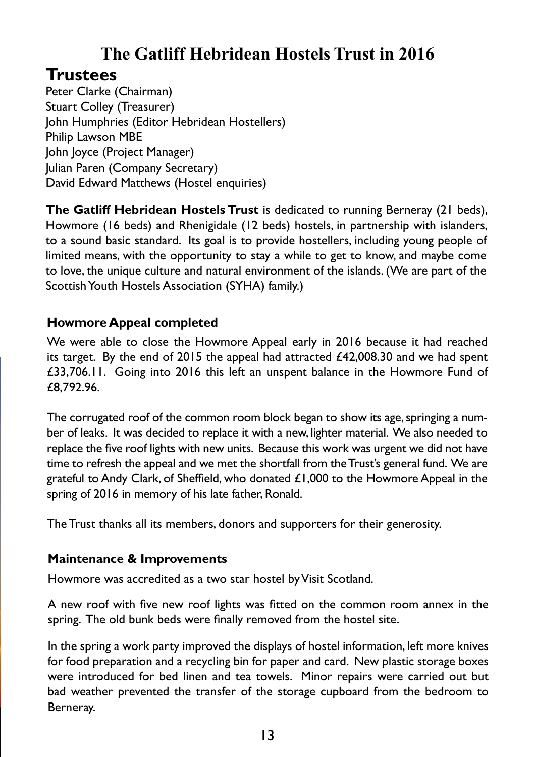# The Gatliff Hebridean Hostels Trust in 2016

## Trustees

Peter Clarke (Chairman)
Stuart Colley (Treasurer)
John Humphries (Editor Hebridean Hostellers)
Philip Lawson MBE
John Joyce (Project Manager)
Julian Paren (Company Secretary)
David Edward Matthews (Hostel enquiries)

**The Gatliff Hebridean Hostels Trust** is dedicated to running Berneray (21 beds), Howmore (16 beds) and Rhenigidale (12 beds) hostels, in partnership with islanders, to a sound basic standard. Its goal is to provide hostellers, including young people of limited means, with the opportunity to stay a while to get to know, and maybe come to love, the unique culture and natural environment of the islands. (We are part of the Scottish Youth Hostels Association (SYHA) family.)

### Howmore Appeal completed

We were able to close the Howmore Appeal early in 2016 because it had reached its target. By the end of 2015 the appeal had attracted £42,008.30 and we had spent £33,706.11. Going into 2016 this left an unspent balance in the Howmore Fund of £8,792.96.

The corrugated roof of the common room block began to show its age, springing a number of leaks. It was decided to replace it with a new, lighter material. We also needed to replace the five roof lights with new units. Because this work was urgent we did not have time to refresh the appeal and we met the shortfall from the Trust's general fund. We are grateful to Andy Clark, of Sheffield, who donated £1,000 to the Howmore Appeal in the spring of 2016 in memory of his late father, Ronald.

The Trust thanks all its members, donors and supporters for their generosity.

### Maintenance & Improvements

Howmore was accredited as a two star hostel by Visit Scotland.

A new roof with five new roof lights was fitted on the common room annex in the spring. The old bunk beds were finally removed from the hostel site.

In the spring a work party improved the displays of hostel information, left more knives for food preparation and a recycling bin for paper and card. New plastic storage boxes were introduced for bed linen and tea towels. Minor repairs were carried out but bad weather prevented the transfer of the storage cupboard from the bedroom to Berneray.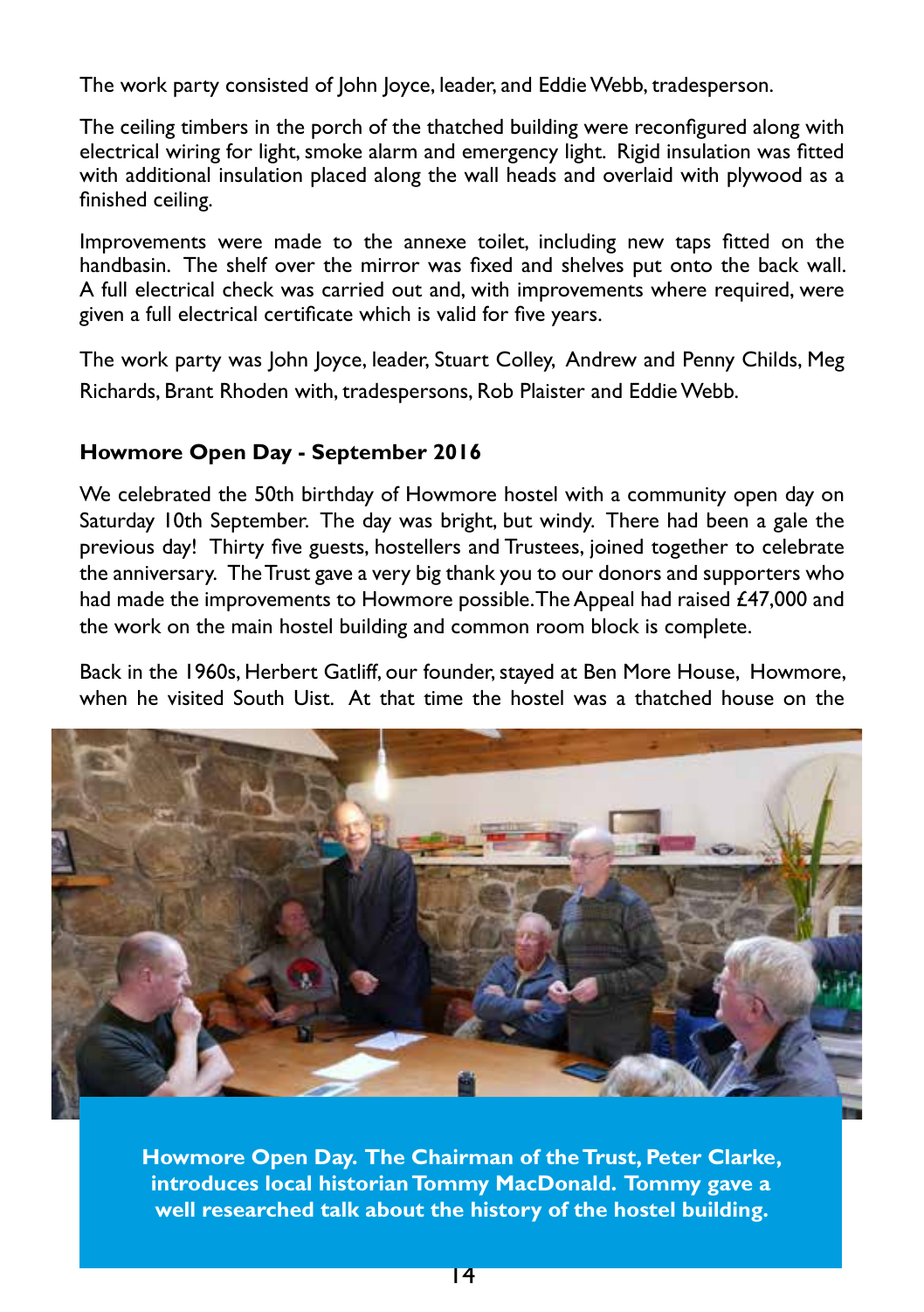The work party consisted of John Joyce, leader, and Eddie Webb, tradesperson.

The ceiling timbers in the porch of the thatched building were reconfigured along with electrical wiring for light, smoke alarm and emergency light. Rigid insulation was fitted with additional insulation placed along the wall heads and overlaid with plywood as a finished ceiling.

Improvements were made to the annexe toilet, including new taps fitted on the handbasin. The shelf over the mirror was fixed and shelves put onto the back wall. A full electrical check was carried out and, with improvements where required, were given a full electrical certificate which is valid for five years.

The work party was John Joyce, leader, Stuart Colley, Andrew and Penny Childs, Meg Richards, Brant Rhoden with, tradespersons, Rob Plaister and Eddie Webb.

**Howmore Open Day - September 2016**

We celebrated the 50th birthday of Howmore hostel with a community open day on Saturday 10th September. The day was bright, but windy. There had been a gale the previous day! Thirty five guests, hostellers and Trustees, joined together to celebrate the anniversary. The Trust gave a very big thank you to our donors and supporters who had made the improvements to Howmore possible. The Appeal had raised £47,000 and the work on the main hostel building and common room block is complete.

Back in the 1960s, Herbert Gatliff, our founder, stayed at Ben More House, Howmore, when he visited South Uist. At that time the hostel was a thatched house on the

**Howmore Open Day. The Chairman of the Trust, Peter Clarke, introduces local historian Tommy MacDonald. Tommy gave a well researched talk about the history of the hostel building.**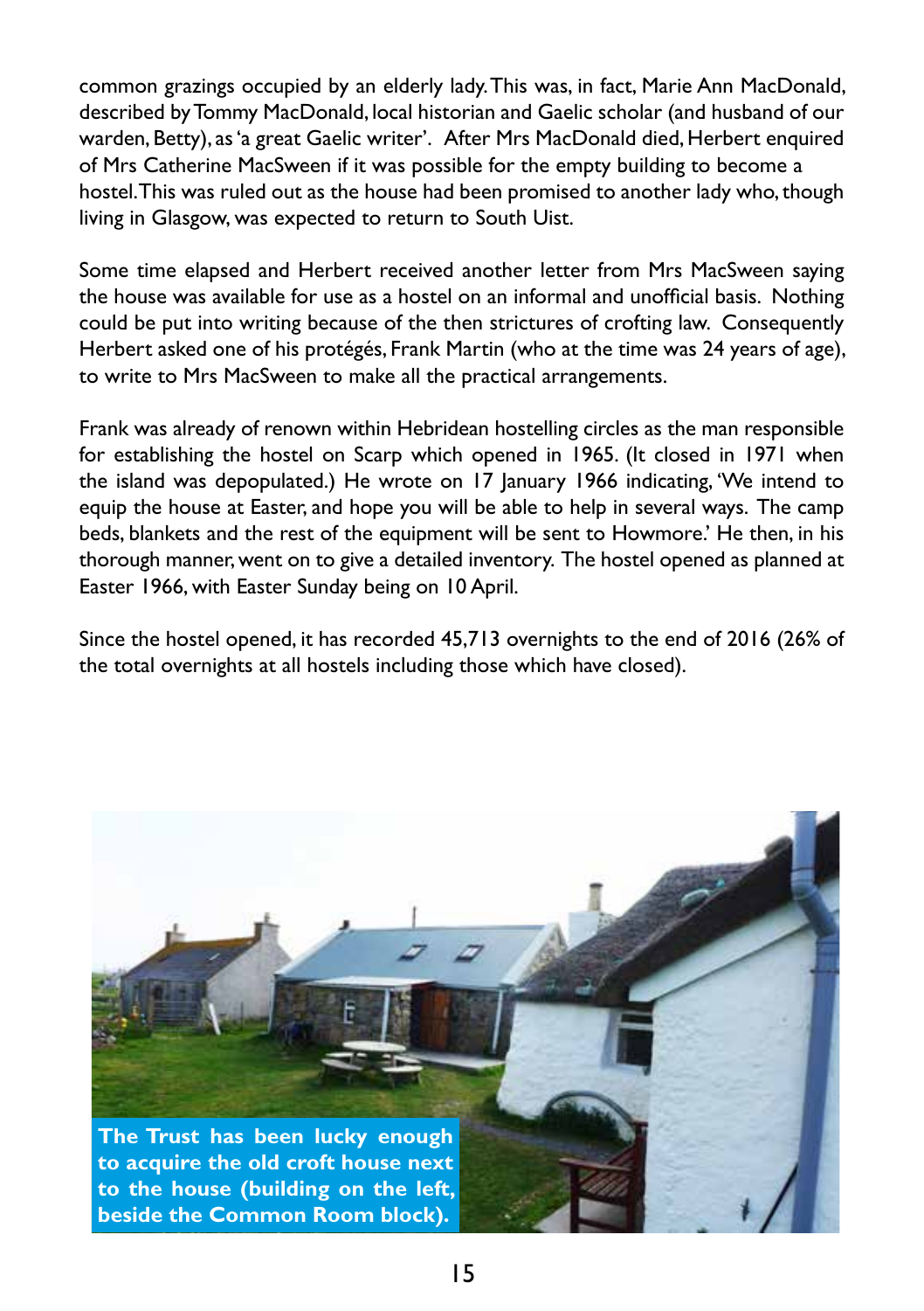common grazings occupied by an elderly lady. This was, in fact, Marie Ann MacDonald, described by Tommy MacDonald, local historian and Gaelic scholar (and husband of our warden, Betty), as 'a great Gaelic writer'. After Mrs MacDonald died, Herbert enquired of Mrs Catherine MacSween if it was possible for the empty building to become a hostel. This was ruled out as the house had been promised to another lady who, though living in Glasgow, was expected to return to South Uist.

Some time elapsed and Herbert received another letter from Mrs MacSween saying the house was available for use as a hostel on an informal and unofficial basis. Nothing could be put into writing because of the then strictures of crofting law. Consequently Herbert asked one of his protégés, Frank Martin (who at the time was 24 years of age), to write to Mrs MacSween to make all the practical arrangements.

Frank was already of renown within Hebridean hostelling circles as the man responsible for establishing the hostel on Scarp which opened in 1965. (It closed in 1971 when the island was depopulated.) He wrote on 17 January 1966 indicating, 'We intend to equip the house at Easter, and hope you will be able to help in several ways. The camp beds, blankets and the rest of the equipment will be sent to Howmore.' He then, in his thorough manner, went on to give a detailed inventory. The hostel opened as planned at Easter 1966, with Easter Sunday being on 10 April.

Since the hostel opened, it has recorded 45,713 overnights to the end of 2016 (26% of the total overnights at all hostels including those which have closed).

**The Trust has been lucky enough to acquire the old croft house next to the house (building on the left, beside the Common Room block).**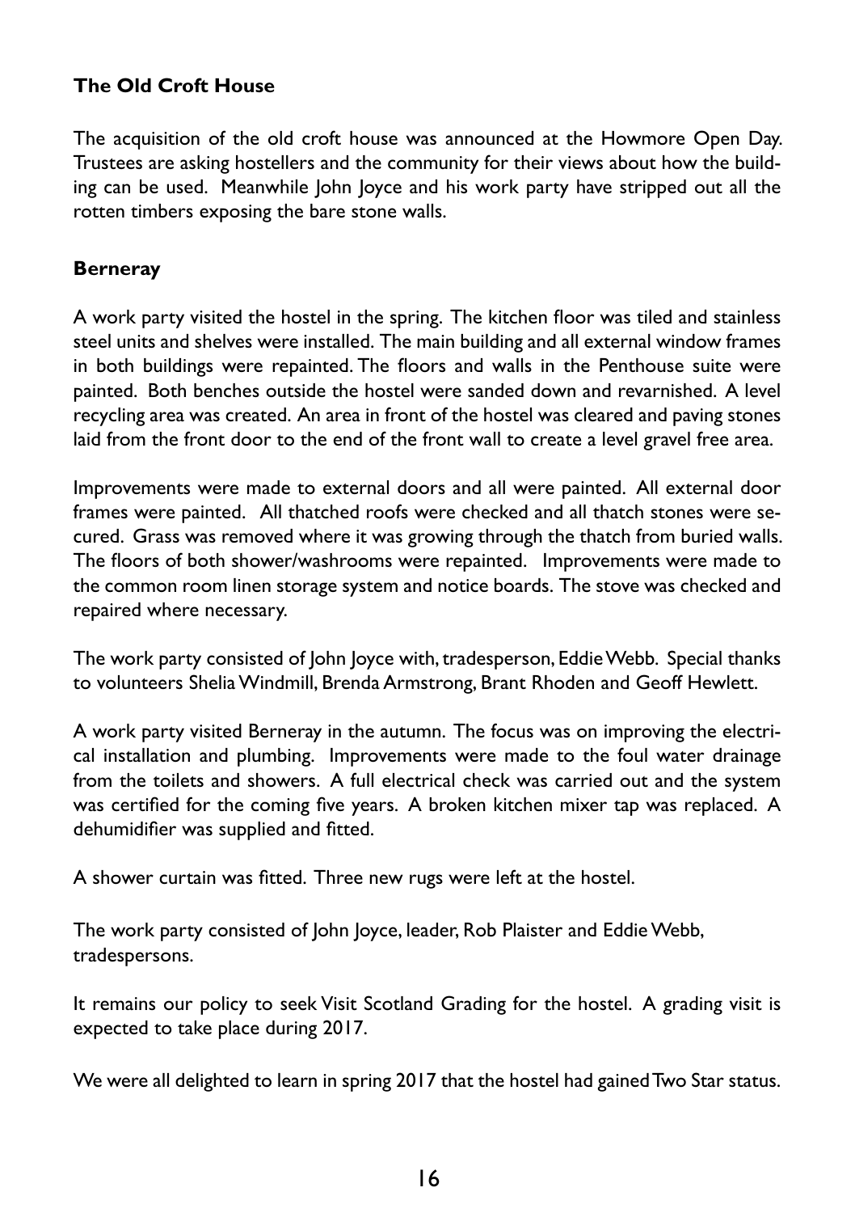**The Old Croft House**

The acquisition of the old croft house was announced at the Howmore Open Day. Trustees are asking hostellers and the community for their views about how the building can be used. Meanwhile John Joyce and his work party have stripped out all the rotten timbers exposing the bare stone walls.

**Berneray**

A work party visited the hostel in the spring. The kitchen floor was tiled and stainless steel units and shelves were installed. The main building and all external window frames in both buildings were repainted. The floors and walls in the Penthouse suite were painted. Both benches outside the hostel were sanded down and revarnished. A level recycling area was created. An area in front of the hostel was cleared and paving stones laid from the front door to the end of the front wall to create a level gravel free area.

Improvements were made to external doors and all were painted. All external door frames were painted. All thatched roofs were checked and all thatch stones were secured. Grass was removed where it was growing through the thatch from buried walls. The floors of both shower/washrooms were repainted. Improvements were made to the common room linen storage system and notice boards. The stove was checked and repaired where necessary.

The work party consisted of John Joyce with, tradesperson, Eddie Webb. Special thanks to volunteers Shelia Windmill, Brenda Armstrong, Brant Rhoden and Geoff Hewlett.

A work party visited Berneray in the autumn. The focus was on improving the electrical installation and plumbing. Improvements were made to the foul water drainage from the toilets and showers. A full electrical check was carried out and the system was certified for the coming five years. A broken kitchen mixer tap was replaced. A dehumidifier was supplied and fitted.

A shower curtain was fitted. Three new rugs were left at the hostel.

The work party consisted of John Joyce, leader, Rob Plaister and Eddie Webb, tradespersons.

It remains our policy to seek Visit Scotland Grading for the hostel. A grading visit is expected to take place during 2017.

We were all delighted to learn in spring 2017 that the hostel had gained Two Star status.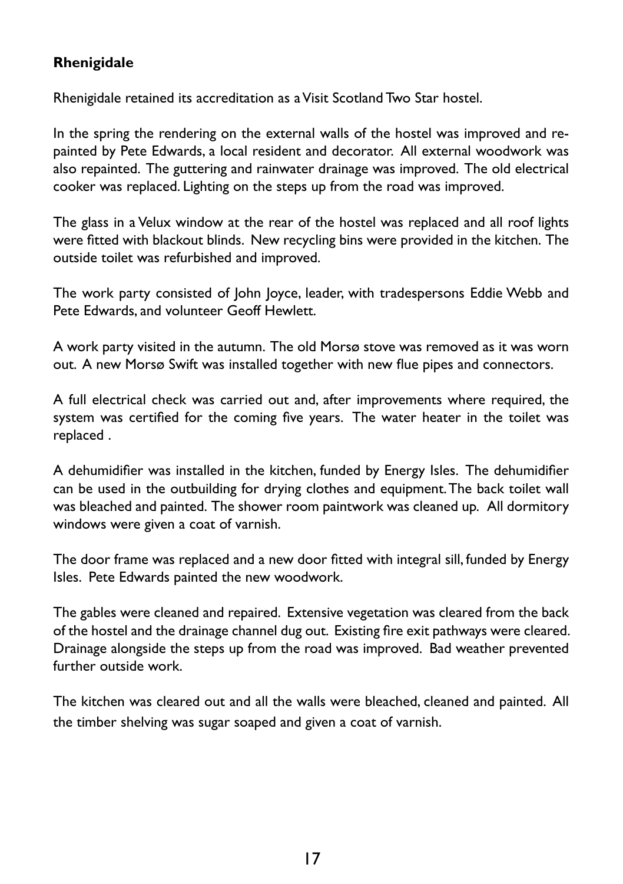**Rhenigidale**

Rhenigidale retained its accreditation as a Visit Scotland Two Star hostel.

In the spring the rendering on the external walls of the hostel was improved and re-painted by Pete Edwards, a local resident and decorator. All external woodwork was also repainted. The guttering and rainwater drainage was improved. The old electrical cooker was replaced. Lighting on the steps up from the road was improved.

The glass in a Velux window at the rear of the hostel was replaced and all roof lights were fitted with blackout blinds. New recycling bins were provided in the kitchen. The outside toilet was refurbished and improved.

The work party consisted of John Joyce, leader, with tradespersons Eddie Webb and Pete Edwards, and volunteer Geoff Hewlett.

A work party visited in the autumn. The old Morsø stove was removed as it was worn out. A new Morsø Swift was installed together with new flue pipes and connectors.

A full electrical check was carried out and, after improvements where required, the system was certified for the coming five years. The water heater in the toilet was replaced .

A dehumidifier was installed in the kitchen, funded by Energy Isles. The dehumidifier can be used in the outbuilding for drying clothes and equipment. The back toilet wall was bleached and painted. The shower room paintwork was cleaned up. All dormitory windows were given a coat of varnish.

The door frame was replaced and a new door fitted with integral sill, funded by Energy Isles. Pete Edwards painted the new woodwork.

The gables were cleaned and repaired. Extensive vegetation was cleared from the back of the hostel and the drainage channel dug out. Existing fire exit pathways were cleared. Drainage alongside the steps up from the road was improved. Bad weather prevented further outside work.

The kitchen was cleared out and all the walls were bleached, cleaned and painted. All the timber shelving was sugar soaped and given a coat of varnish.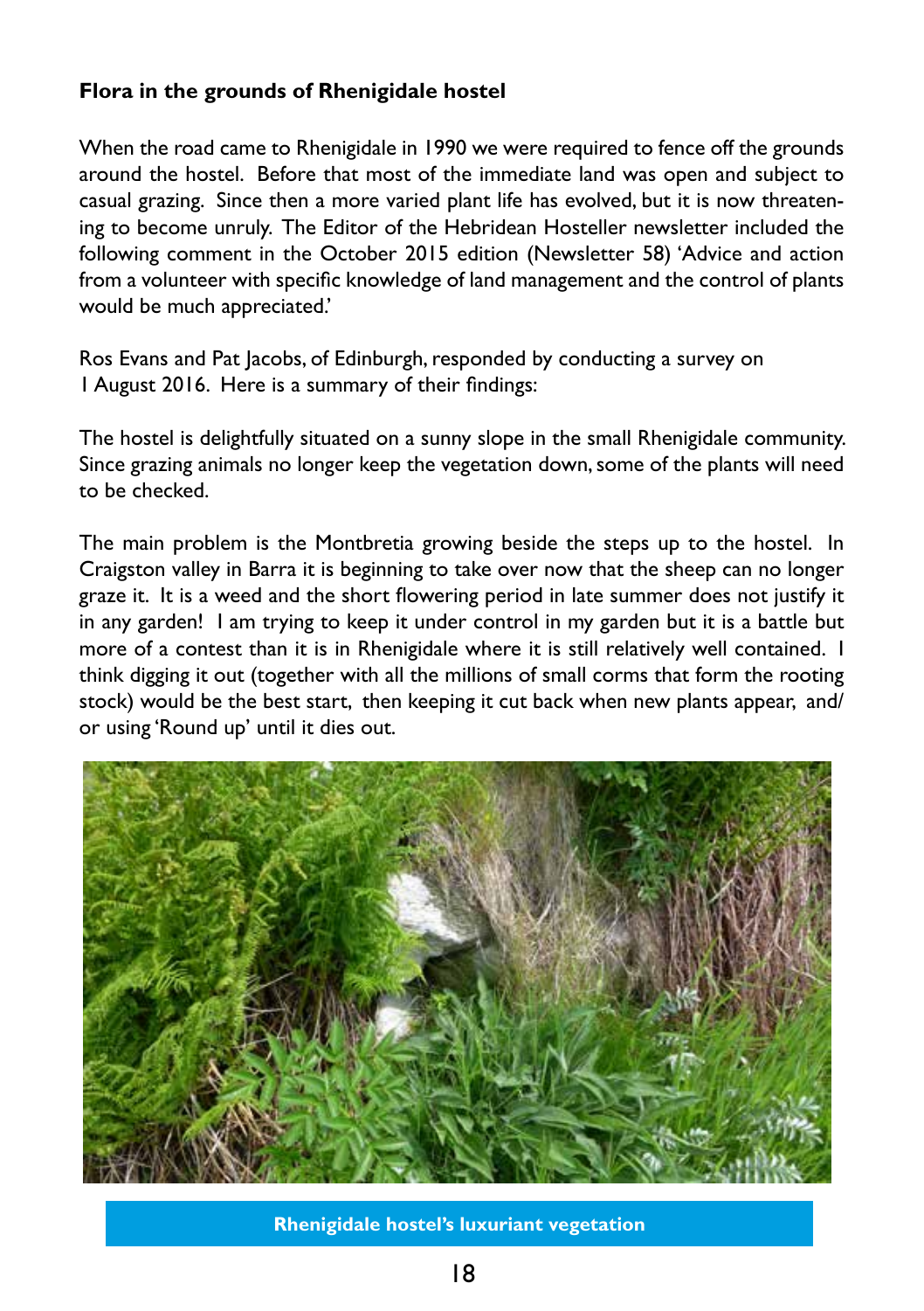**Flora in the grounds of Rhenigidale hostel**

When the road came to Rhenigidale in 1990 we were required to fence off the grounds around the hostel. Before that most of the immediate land was open and subject to casual grazing. Since then a more varied plant life has evolved, but it is now threatening to become unruly. The Editor of the Hebridean Hosteller newsletter included the following comment in the October 2015 edition (Newsletter 58) 'Advice and action from a volunteer with specific knowledge of land management and the control of plants would be much appreciated.'

Ros Evans and Pat Jacobs, of Edinburgh, responded by conducting a survey on 1 August 2016. Here is a summary of their findings:

The hostel is delightfully situated on a sunny slope in the small Rhenigidale community. Since grazing animals no longer keep the vegetation down, some of the plants will need to be checked.

The main problem is the Montbretia growing beside the steps up to the hostel. In Craigston valley in Barra it is beginning to take over now that the sheep can no longer graze it. It is a weed and the short flowering period in late summer does not justify it in any garden! I am trying to keep it under control in my garden but it is a battle but more of a contest than it is in Rhenigidale where it is still relatively well contained. I think digging it out (together with all the millions of small corms that form the rooting stock) would be the best start, then keeping it cut back when new plants appear, and/or using 'Round up' until it dies out.

Rhenigidale hostel's luxuriant vegetation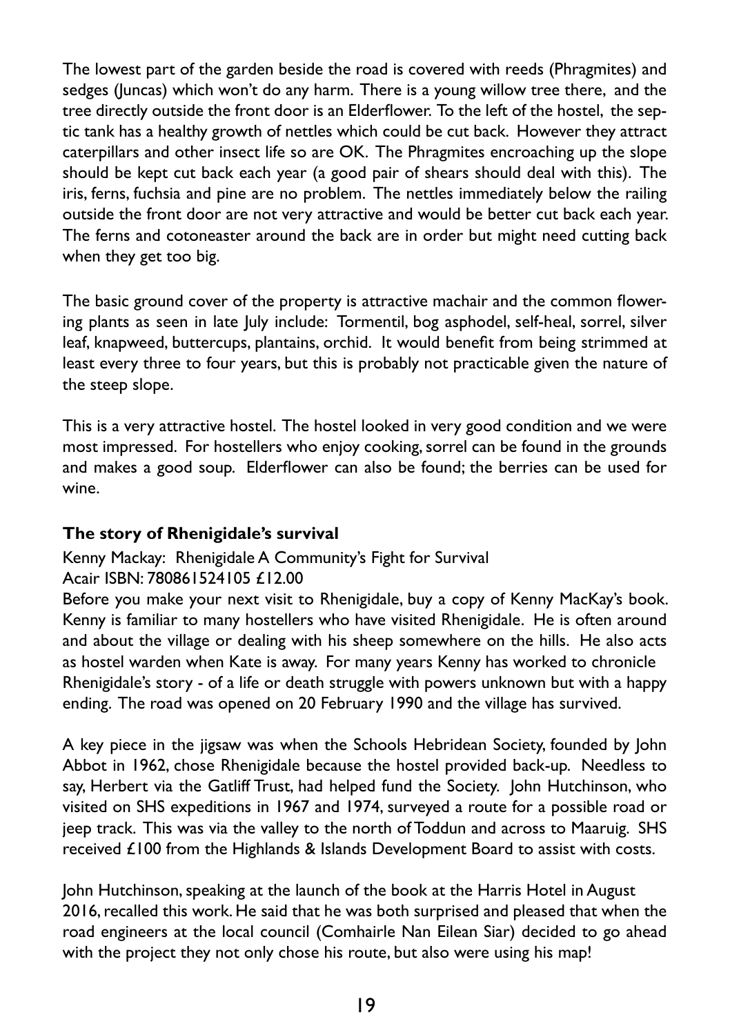The lowest part of the garden beside the road is covered with reeds (Phragmites) and sedges (Juncas) which won't do any harm. There is a young willow tree there, and the tree directly outside the front door is an Elderflower. To the left of the hostel, the septic tank has a healthy growth of nettles which could be cut back. However they attract caterpillars and other insect life so are OK. The Phragmites encroaching up the slope should be kept cut back each year (a good pair of shears should deal with this). The iris, ferns, fuchsia and pine are no problem. The nettles immediately below the railing outside the front door are not very attractive and would be better cut back each year. The ferns and cotoneaster around the back are in order but might need cutting back when they get too big.

The basic ground cover of the property is attractive machair and the common flowering plants as seen in late July include: Tormentil, bog asphodel, self-heal, sorrel, silver leaf, knapweed, buttercups, plantains, orchid. It would benefit from being strimmed at least every three to four years, but this is probably not practicable given the nature of the steep slope.

This is a very attractive hostel. The hostel looked in very good condition and we were most impressed. For hostellers who enjoy cooking, sorrel can be found in the grounds and makes a good soup. Elderflower can also be found; the berries can be used for wine.

**The story of Rhenigidale's survival**

Kenny Mackay: Rhenigidale A Community's Fight for Survival
Acair ISBN: 780861524105 £12.00

Before you make your next visit to Rhenigidale, buy a copy of Kenny MacKay's book. Kenny is familiar to many hostellers who have visited Rhenigidale. He is often around and about the village or dealing with his sheep somewhere on the hills. He also acts as hostel warden when Kate is away. For many years Kenny has worked to chronicle Rhenigidale's story - of a life or death struggle with powers unknown but with a happy ending. The road was opened on 20 February 1990 and the village has survived.

A key piece in the jigsaw was when the Schools Hebridean Society, founded by John Abbot in 1962, chose Rhenigidale because the hostel provided back-up. Needless to say, Herbert via the Gatliff Trust, had helped fund the Society. John Hutchinson, who visited on SHS expeditions in 1967 and 1974, surveyed a route for a possible road or jeep track. This was via the valley to the north of Toddun and across to Maaruig. SHS received £100 from the Highlands & Islands Development Board to assist with costs.

John Hutchinson, speaking at the launch of the book at the Harris Hotel in August 2016, recalled this work. He said that he was both surprised and pleased that when the road engineers at the local council (Comhairle Nan Eilean Siar) decided to go ahead with the project they not only chose his route, but also were using his map!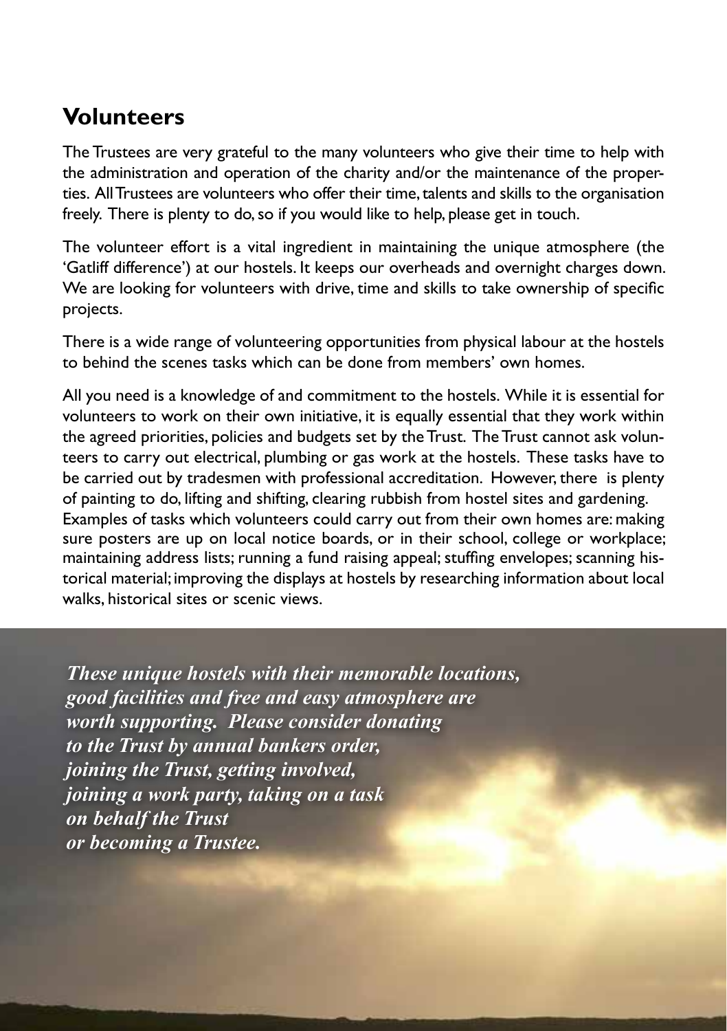## Volunteers

The Trustees are very grateful to the many volunteers who give their time to help with the administration and operation of the charity and/or the maintenance of the properties. All Trustees are volunteers who offer their time, talents and skills to the organisation freely. There is plenty to do, so if you would like to help, please get in touch.

The volunteer effort is a vital ingredient in maintaining the unique atmosphere (the 'Gatliff difference') at our hostels. It keeps our overheads and overnight charges down. We are looking for volunteers with drive, time and skills to take ownership of specific projects.

There is a wide range of volunteering opportunities from physical labour at the hostels to behind the scenes tasks which can be done from members' own homes.

All you need is a knowledge of and commitment to the hostels. While it is essential for volunteers to work on their own initiative, it is equally essential that they work within the agreed priorities, policies and budgets set by the Trust. The Trust cannot ask volunteers to carry out electrical, plumbing or gas work at the hostels. These tasks have to be carried out by tradesmen with professional accreditation. However, there is plenty of painting to do, lifting and shifting, clearing rubbish from hostel sites and gardening.
Examples of tasks which volunteers could carry out from their own homes are: making sure posters are up on local notice boards, or in their school, college or workplace; maintaining address lists; running a fund raising appeal; stuffing envelopes; scanning historical material; improving the displays at hostels by researching information about local walks, historical sites or scenic views.

***These unique hostels with their memorable locations, good facilities and free and easy atmosphere are worth supporting. Please consider donating to the Trust by annual bankers order, joining the Trust, getting involved, joining a work party, taking on a task on behalf the Trust or becoming a Trustee.***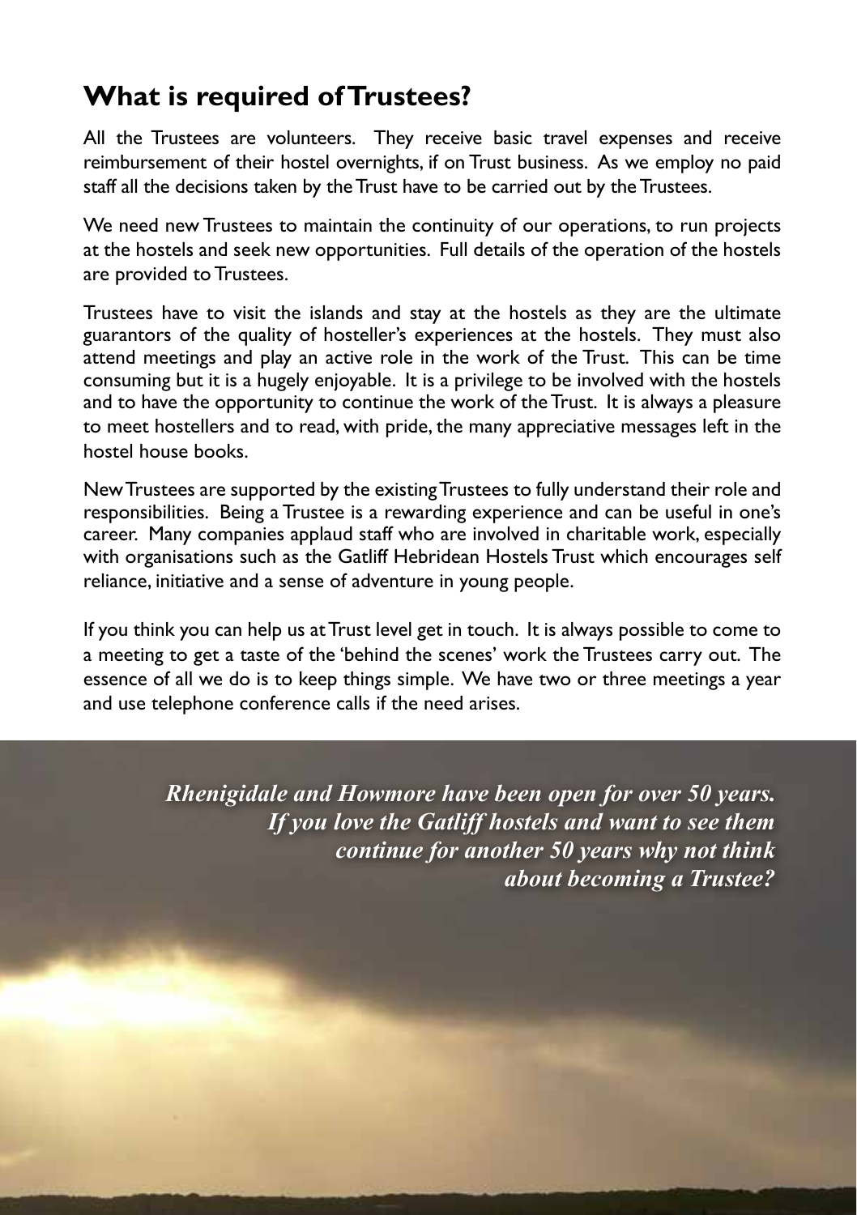## What is required of Trustees?

All the Trustees are volunteers. They receive basic travel expenses and receive reimbursement of their hostel overnights, if on Trust business. As we employ no paid staff all the decisions taken by the Trust have to be carried out by the Trustees.

We need new Trustees to maintain the continuity of our operations, to run projects at the hostels and seek new opportunities. Full details of the operation of the hostels are provided to Trustees.

Trustees have to visit the islands and stay at the hostels as they are the ultimate guarantors of the quality of hosteller's experiences at the hostels. They must also attend meetings and play an active role in the work of the Trust. This can be time consuming but it is a hugely enjoyable. It is a privilege to be involved with the hostels and to have the opportunity to continue the work of the Trust. It is always a pleasure to meet hostellers and to read, with pride, the many appreciative messages left in the hostel house books.

New Trustees are supported by the existing Trustees to fully understand their role and responsibilities. Being a Trustee is a rewarding experience and can be useful in one's career. Many companies applaud staff who are involved in charitable work, especially with organisations such as the Gatliff Hebridean Hostels Trust which encourages self reliance, initiative and a sense of adventure in young people.

If you think you can help us at Trust level get in touch. It is always possible to come to a meeting to get a taste of the 'behind the scenes' work the Trustees carry out. The essence of all we do is to keep things simple. We have two or three meetings a year and use telephone conference calls if the need arises.

***Rhenigidale and Howmore have been open for over 50 years. If you love the Gatliff hostels and want to see them continue for another 50 years why not think about becoming a Trustee?***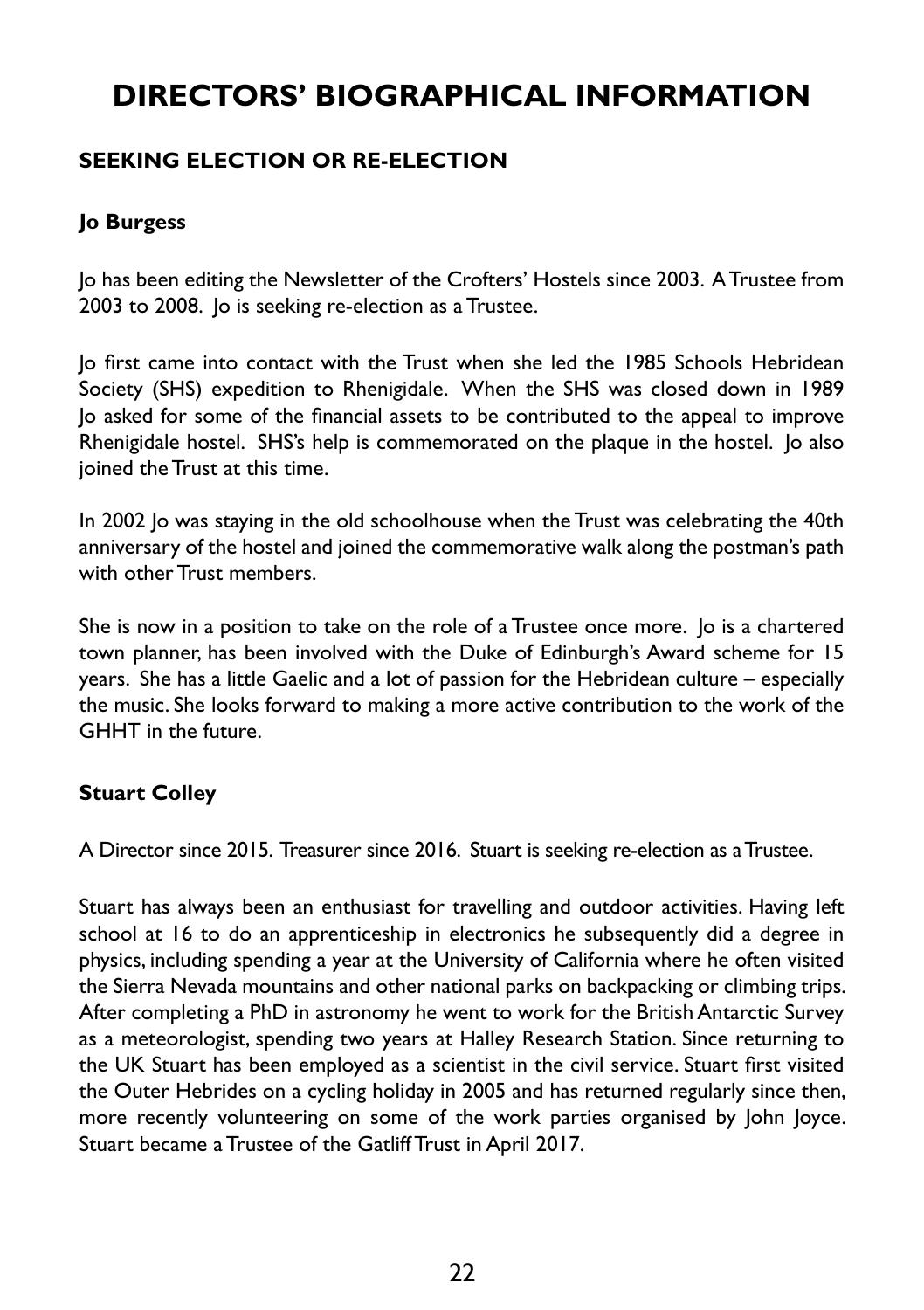# DIRECTORS' BIOGRAPHICAL INFORMATION

## SEEKING ELECTION OR RE-ELECTION

### Jo Burgess

Jo has been editing the Newsletter of the Crofters' Hostels since 2003. A Trustee from 2003 to 2008. Jo is seeking re-election as a Trustee.

Jo first came into contact with the Trust when she led the 1985 Schools Hebridean Society (SHS) expedition to Rhenigidale. When the SHS was closed down in 1989 Jo asked for some of the financial assets to be contributed to the appeal to improve Rhenigidale hostel. SHS's help is commemorated on the plaque in the hostel. Jo also joined the Trust at this time.

In 2002 Jo was staying in the old schoolhouse when the Trust was celebrating the 40th anniversary of the hostel and joined the commemorative walk along the postman's path with other Trust members.

She is now in a position to take on the role of a Trustee once more. Jo is a chartered town planner, has been involved with the Duke of Edinburgh's Award scheme for 15 years. She has a little Gaelic and a lot of passion for the Hebridean culture – especially the music. She looks forward to making a more active contribution to the work of the GHHT in the future.

### Stuart Colley

A Director since 2015. Treasurer since 2016. Stuart is seeking re-election as a Trustee.

Stuart has always been an enthusiast for travelling and outdoor activities. Having left school at 16 to do an apprenticeship in electronics he subsequently did a degree in physics, including spending a year at the University of California where he often visited the Sierra Nevada mountains and other national parks on backpacking or climbing trips. After completing a PhD in astronomy he went to work for the British Antarctic Survey as a meteorologist, spending two years at Halley Research Station. Since returning to the UK Stuart has been employed as a scientist in the civil service. Stuart first visited the Outer Hebrides on a cycling holiday in 2005 and has returned regularly since then, more recently volunteering on some of the work parties organised by John Joyce. Stuart became a Trustee of the Gatliff Trust in April 2017.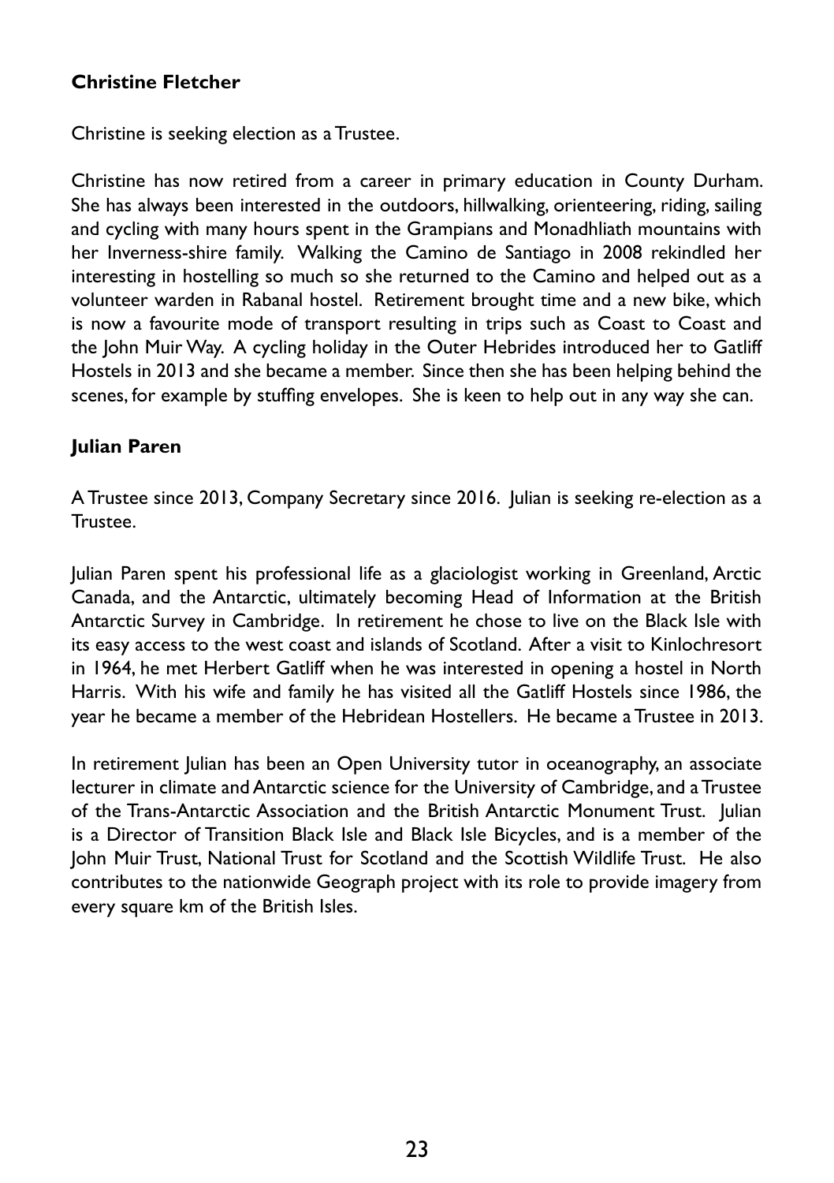**Christine Fletcher**

Christine is seeking election as a Trustee.

Christine has now retired from a career in primary education in County Durham. She has always been interested in the outdoors, hillwalking, orienteering, riding, sailing and cycling with many hours spent in the Grampians and Monadhliath mountains with her Inverness-shire family. Walking the Camino de Santiago in 2008 rekindled her interesting in hostelling so much so she returned to the Camino and helped out as a volunteer warden in Rabanal hostel. Retirement brought time and a new bike, which is now a favourite mode of transport resulting in trips such as Coast to Coast and the John Muir Way. A cycling holiday in the Outer Hebrides introduced her to Gatliff Hostels in 2013 and she became a member. Since then she has been helping behind the scenes, for example by stuffing envelopes. She is keen to help out in any way she can.

**Julian Paren**

A Trustee since 2013, Company Secretary since 2016. Julian is seeking re-election as a Trustee.

Julian Paren spent his professional life as a glaciologist working in Greenland, Arctic Canada, and the Antarctic, ultimately becoming Head of Information at the British Antarctic Survey in Cambridge. In retirement he chose to live on the Black Isle with its easy access to the west coast and islands of Scotland. After a visit to Kinlochresort in 1964, he met Herbert Gatliff when he was interested in opening a hostel in North Harris. With his wife and family he has visited all the Gatliff Hostels since 1986, the year he became a member of the Hebridean Hostellers. He became a Trustee in 2013.

In retirement Julian has been an Open University tutor in oceanography, an associate lecturer in climate and Antarctic science for the University of Cambridge, and a Trustee of the Trans-Antarctic Association and the British Antarctic Monument Trust. Julian is a Director of Transition Black Isle and Black Isle Bicycles, and is a member of the John Muir Trust, National Trust for Scotland and the Scottish Wildlife Trust. He also contributes to the nationwide Geograph project with its role to provide imagery from every square km of the British Isles.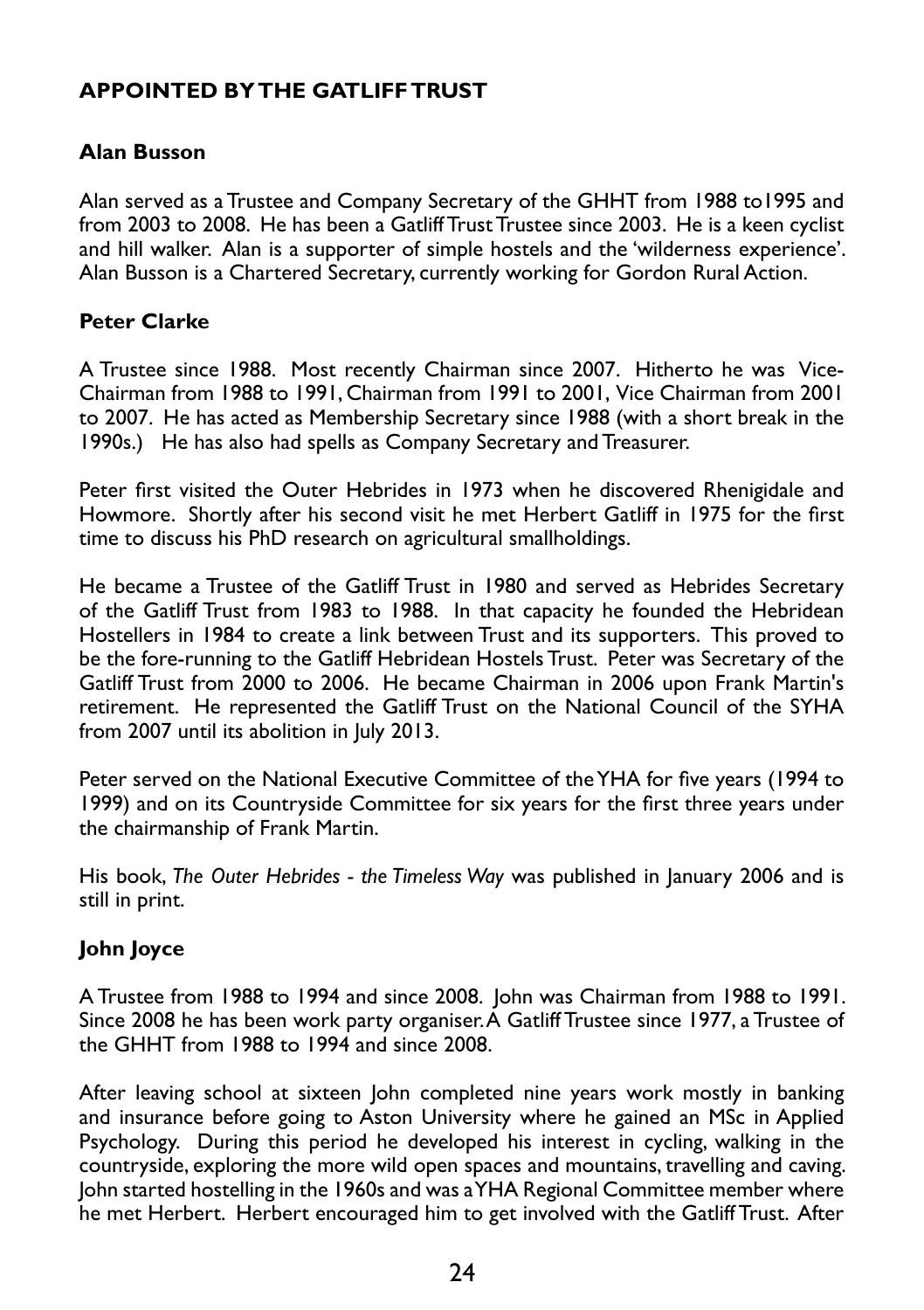## APPOINTED BY THE GATLIFF TRUST

### Alan Busson

Alan served as a Trustee and Company Secretary of the GHHT from 1988 to1995 and from 2003 to 2008. He has been a Gatliff Trust Trustee since 2003. He is a keen cyclist and hill walker. Alan is a supporter of simple hostels and the 'wilderness experience'. Alan Busson is a Chartered Secretary, currently working for Gordon Rural Action.

### Peter Clarke

A Trustee since 1988. Most recently Chairman since 2007. Hitherto he was Vice-Chairman from 1988 to 1991, Chairman from 1991 to 2001, Vice Chairman from 2001 to 2007. He has acted as Membership Secretary since 1988 (with a short break in the 1990s.) He has also had spells as Company Secretary and Treasurer.

Peter first visited the Outer Hebrides in 1973 when he discovered Rhenigidale and Howmore. Shortly after his second visit he met Herbert Gatliff in 1975 for the first time to discuss his PhD research on agricultural smallholdings.

He became a Trustee of the Gatliff Trust in 1980 and served as Hebrides Secretary of the Gatliff Trust from 1983 to 1988. In that capacity he founded the Hebridean Hostellers in 1984 to create a link between Trust and its supporters. This proved to be the fore-running to the Gatliff Hebridean Hostels Trust. Peter was Secretary of the Gatliff Trust from 2000 to 2006. He became Chairman in 2006 upon Frank Martin's retirement. He represented the Gatliff Trust on the National Council of the SYHA from 2007 until its abolition in July 2013.

Peter served on the National Executive Committee of the YHA for five years (1994 to 1999) and on its Countryside Committee for six years for the first three years under the chairmanship of Frank Martin.

His book, *The Outer Hebrides - the Timeless Way* was published in January 2006 and is still in print.

### John Joyce

A Trustee from 1988 to 1994 and since 2008. John was Chairman from 1988 to 1991. Since 2008 he has been work party organiser. A Gatliff Trustee since 1977, a Trustee of the GHHT from 1988 to 1994 and since 2008.

After leaving school at sixteen John completed nine years work mostly in banking and insurance before going to Aston University where he gained an MSc in Applied Psychology. During this period he developed his interest in cycling, walking in the countryside, exploring the more wild open spaces and mountains, travelling and caving. John started hostelling in the 1960s and was a YHA Regional Committee member where he met Herbert. Herbert encouraged him to get involved with the Gatliff Trust. After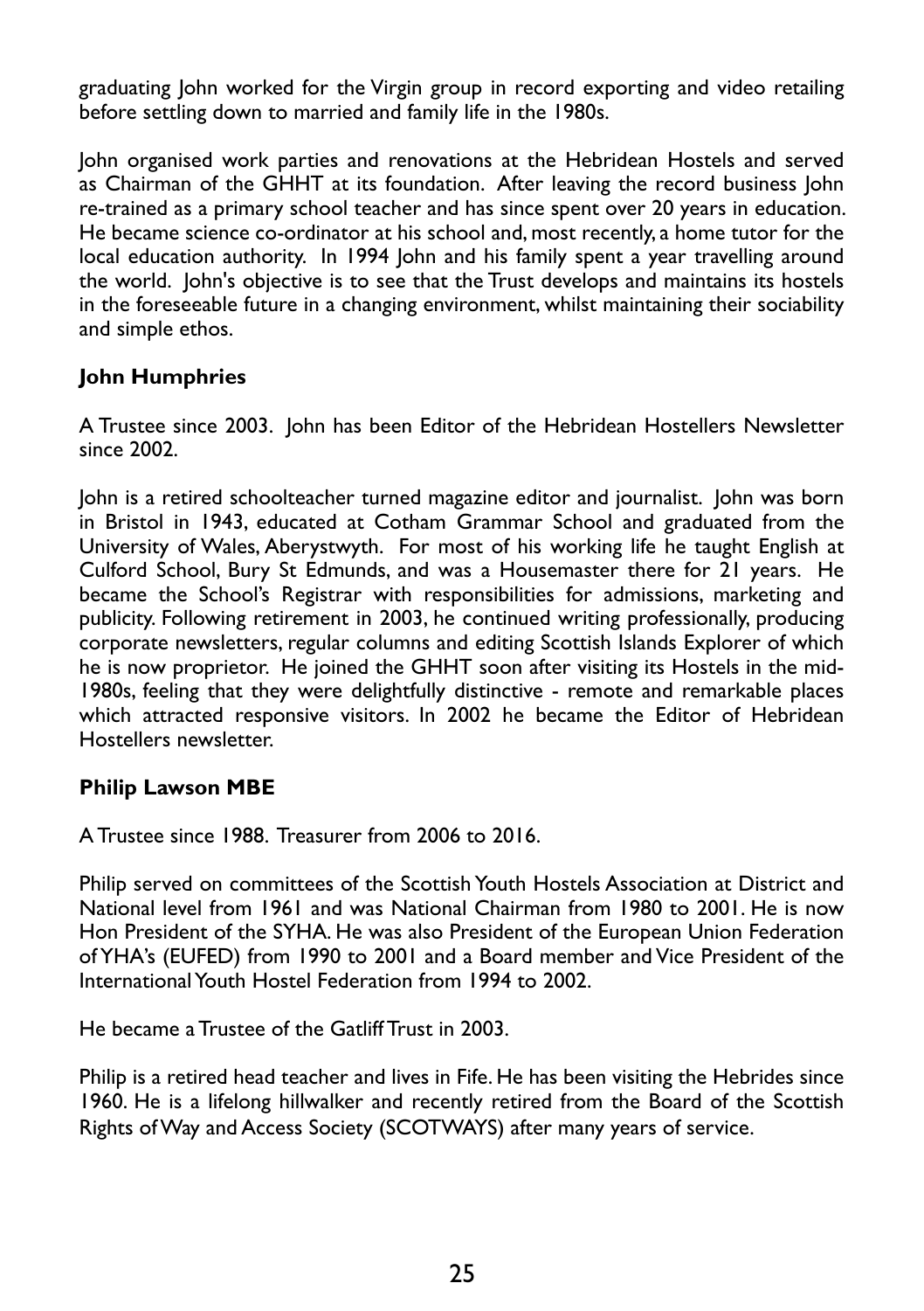graduating John worked for the Virgin group in record exporting and video retailing before settling down to married and family life in the 1980s.

John organised work parties and renovations at the Hebridean Hostels and served as Chairman of the GHHT at its foundation. After leaving the record business John re-trained as a primary school teacher and has since spent over 20 years in education. He became science co-ordinator at his school and, most recently, a home tutor for the local education authority. In 1994 John and his family spent a year travelling around the world. John's objective is to see that the Trust develops and maintains its hostels in the foreseeable future in a changing environment, whilst maintaining their sociability and simple ethos.

**John Humphries**

A Trustee since 2003. John has been Editor of the Hebridean Hostellers Newsletter since 2002.

John is a retired schoolteacher turned magazine editor and journalist. John was born in Bristol in 1943, educated at Cotham Grammar School and graduated from the University of Wales, Aberystwyth. For most of his working life he taught English at Culford School, Bury St Edmunds, and was a Housemaster there for 21 years. He became the School's Registrar with responsibilities for admissions, marketing and publicity. Following retirement in 2003, he continued writing professionally, producing corporate newsletters, regular columns and editing Scottish Islands Explorer of which he is now proprietor. He joined the GHHT soon after visiting its Hostels in the mid-1980s, feeling that they were delightfully distinctive - remote and remarkable places which attracted responsive visitors. In 2002 he became the Editor of Hebridean Hostellers newsletter.

**Philip Lawson MBE**

A Trustee since 1988. Treasurer from 2006 to 2016.

Philip served on committees of the Scottish Youth Hostels Association at District and National level from 1961 and was National Chairman from 1980 to 2001. He is now Hon President of the SYHA. He was also President of the European Union Federation of YHA's (EUFED) from 1990 to 2001 and a Board member and Vice President of the International Youth Hostel Federation from 1994 to 2002.

He became a Trustee of the Gatliff Trust in 2003.

Philip is a retired head teacher and lives in Fife. He has been visiting the Hebrides since 1960. He is a lifelong hillwalker and recently retired from the Board of the Scottish Rights of Way and Access Society (SCOTWAYS) after many years of service.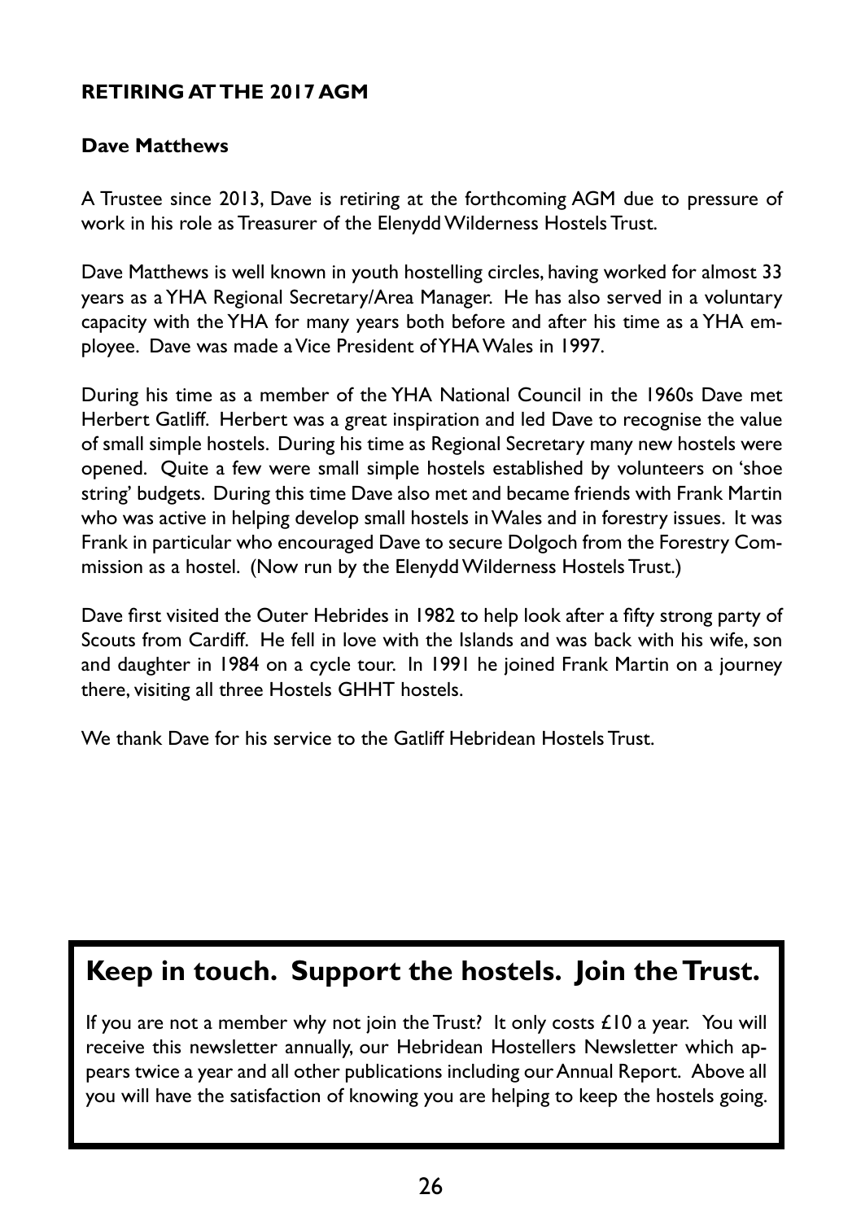## RETIRING AT THE 2017 AGM

### Dave Matthews

A Trustee since 2013, Dave is retiring at the forthcoming AGM due to pressure of work in his role as Treasurer of the Elenydd Wilderness Hostels Trust.

Dave Matthews is well known in youth hostelling circles, having worked for almost 33 years as a YHA Regional Secretary/Area Manager. He has also served in a voluntary capacity with the YHA for many years both before and after his time as a YHA employee. Dave was made a Vice President of YHA Wales in 1997.

During his time as a member of the YHA National Council in the 1960s Dave met Herbert Gatliff. Herbert was a great inspiration and led Dave to recognise the value of small simple hostels. During his time as Regional Secretary many new hostels were opened. Quite a few were small simple hostels established by volunteers on 'shoe string' budgets. During this time Dave also met and became friends with Frank Martin who was active in helping develop small hostels in Wales and in forestry issues. It was Frank in particular who encouraged Dave to secure Dolgoch from the Forestry Commission as a hostel. (Now run by the Elenydd Wilderness Hostels Trust.)

Dave first visited the Outer Hebrides in 1982 to help look after a fifty strong party of Scouts from Cardiff. He fell in love with the Islands and was back with his wife, son and daughter in 1984 on a cycle tour. In 1991 he joined Frank Martin on a journey there, visiting all three Hostels GHHT hostels.

We thank Dave for his service to the Gatliff Hebridean Hostels Trust.

## Keep in touch. Support the hostels. Join the Trust.

If you are not a member why not join the Trust? It only costs £10 a year. You will receive this newsletter annually, our Hebridean Hostellers Newsletter which appears twice a year and all other publications including our Annual Report. Above all you will have the satisfaction of knowing you are helping to keep the hostels going.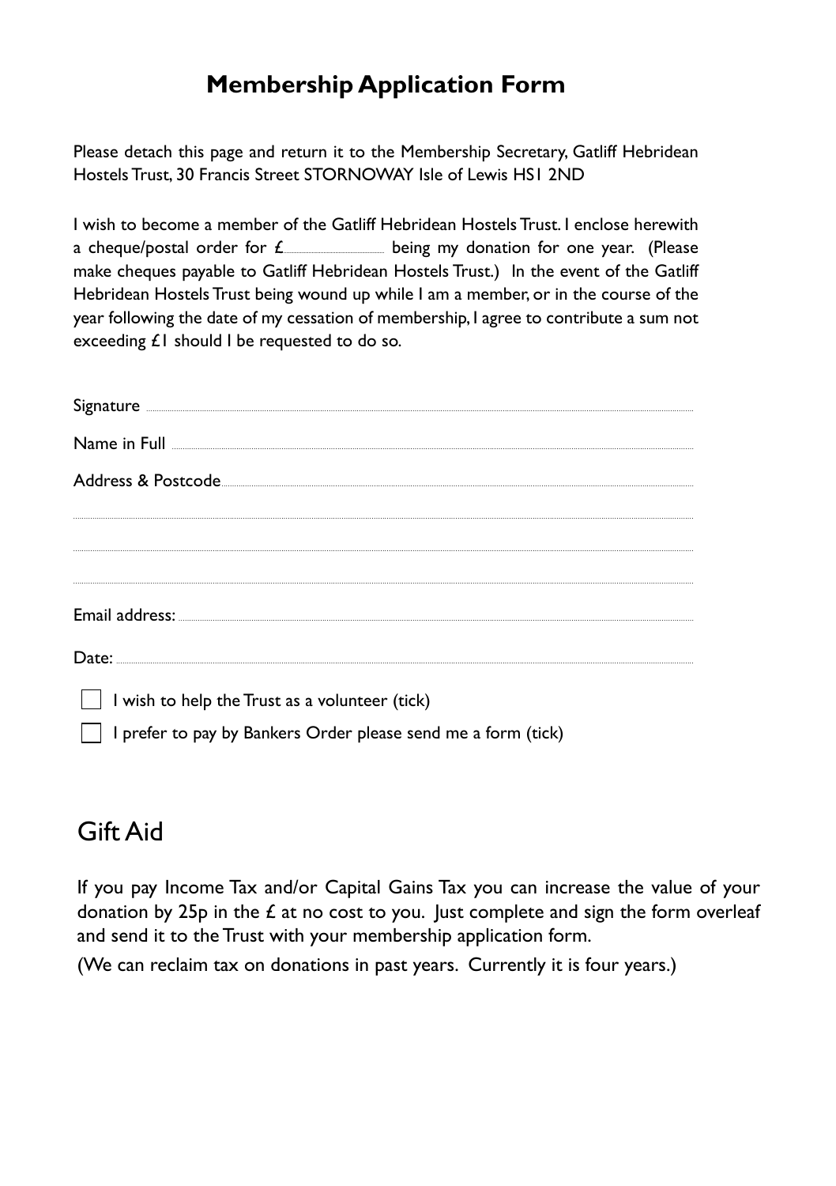# Membership Application Form

Please detach this page and return it to the Membership Secretary, Gatliff Hebridean Hostels Trust, 30 Francis Street STORNOWAY Isle of Lewis HS1 2ND

I wish to become a member of the Gatliff Hebridean Hostels Trust. I enclose herewith a cheque/postal order for £.................... being my donation for one year. (Please make cheques payable to Gatliff Hebridean Hostels Trust.) In the event of the Gatliff Hebridean Hostels Trust being wound up while I am a member, or in the course of the year following the date of my cessation of membership, I agree to contribute a sum not exceeding £1 should I be requested to do so.

Signature ..............................................................................................................

Name in Full ..............................................................................................................

Address & Postcode..............................................................................................................

..............................................................................................................

..............................................................................................................

..............................................................................................................

Email address: ..............................................................................................................

Date: ..............................................................................................................

- [ ] I wish to help the Trust as a volunteer (tick)
- [ ] I prefer to pay by Bankers Order please send me a form (tick)

## Gift Aid

If you pay Income Tax and/or Capital Gains Tax you can increase the value of your donation by 25p in the £ at no cost to you. Just complete and sign the form overleaf and send it to the Trust with your membership application form.

(We can reclaim tax on donations in past years. Currently it is four years.)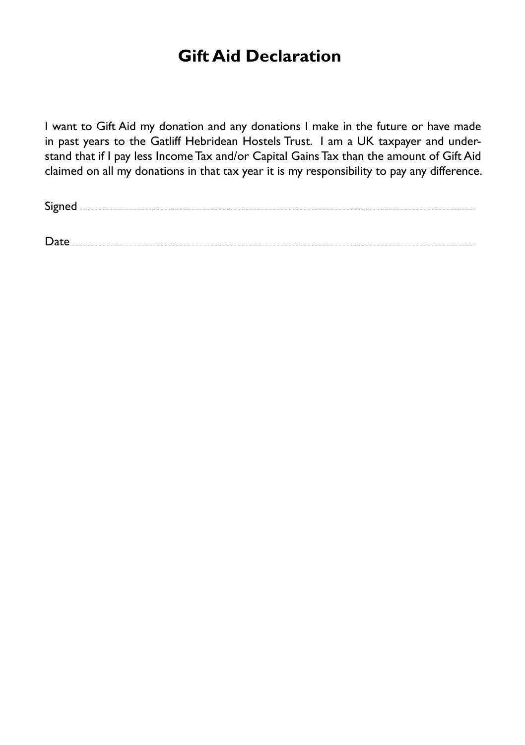# Gift Aid Declaration

I want to Gift Aid my donation and any donations I make in the future or have made in past years to the Gatliff Hebridean Hostels Trust. I am a UK taxpayer and understand that if I pay less Income Tax and/or Capital Gains Tax than the amount of Gift Aid claimed on all my donations in that tax year it is my responsibility to pay any difference.

Signed ..........................................................................................................................................

Date..............................................................................................................................................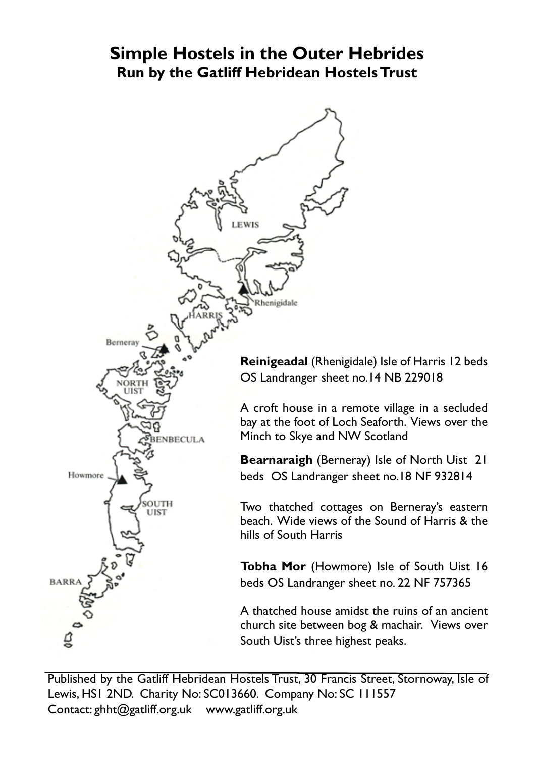# Simple Hostels in the Outer Hebrides
## Run by the Gatliff Hebridean Hostels Trust

LEWIS

Rhenigidale

HARRIS

Berneray

NORTH UIST

BENBECULA

Howmore

SOUTH UIST

BARRA

**Reinigeadal** (Rhenigidale) Isle of Harris 12 beds OS Landranger sheet no.14 NB 229018

A croft house in a remote village in a secluded bay at the foot of Loch Seaforth. Views over the Minch to Skye and NW Scotland

**Bearnaraigh** (Berneray) Isle of North Uist 21 beds OS Landranger sheet no.18 NF 932814

Two thatched cottages on Berneray's eastern beach. Wide views of the Sound of Harris & the hills of South Harris

**Tobha Mor** (Howmore) Isle of South Uist 16 beds OS Landranger sheet no. 22 NF 757365

A thatched house amidst the ruins of an ancient church site between bog & machair. Views over South Uist's three highest peaks.

---

Published by the Gatliff Hebridean Hostels Trust, 30 Francis Street, Stornoway, Isle of Lewis, HS1 2ND. Charity No: SC013660. Company No: SC 111557
Contact: ghht@gatliff.org.uk www.gatliff.org.uk